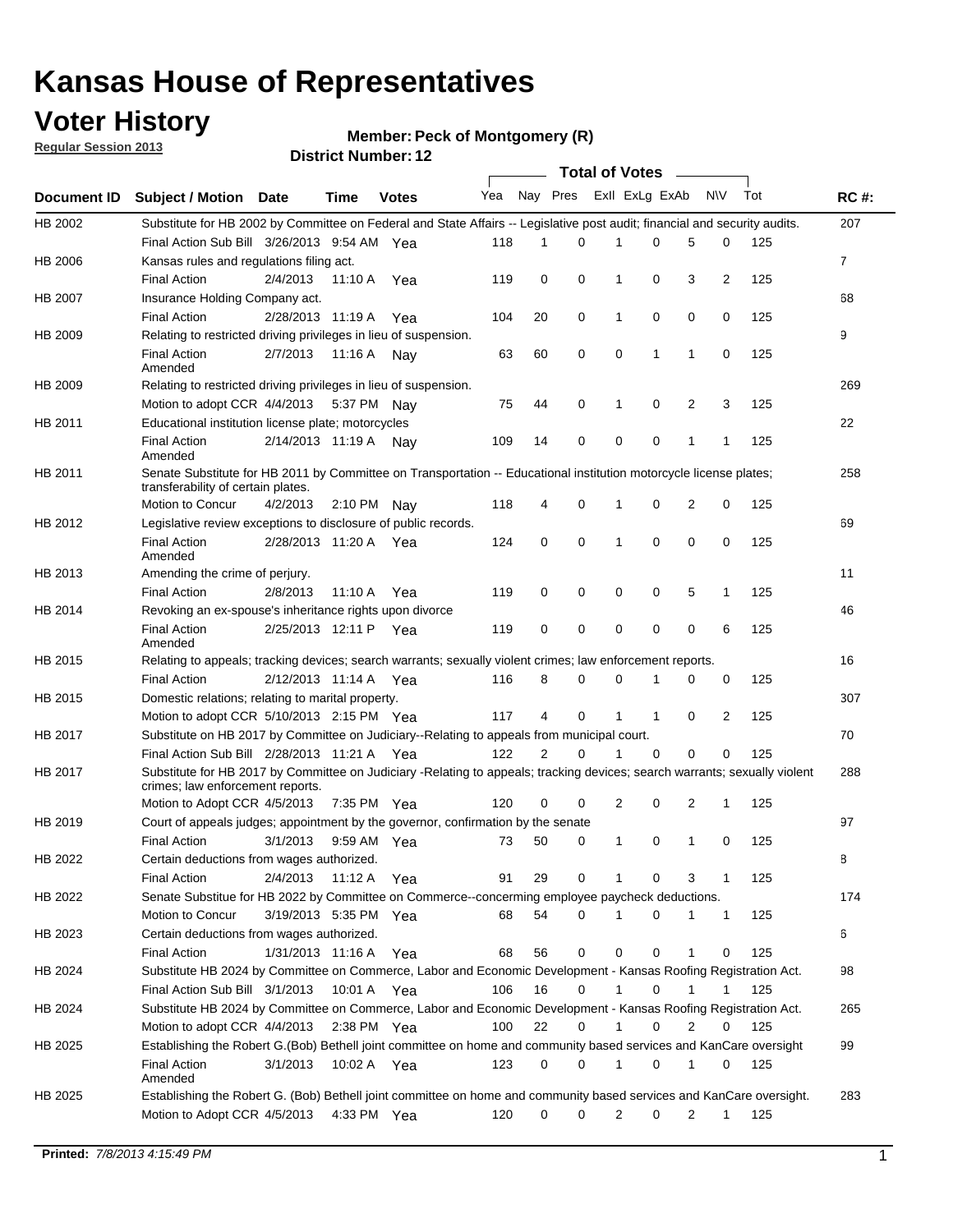# Kansas House of Representatives

## Voter History

**Regular Session 2013**

**Member: Peck of Montgomery (R)**

**District Number: 12**

| Document ID | Subject / Motion | Date | Time | Votes | Yea | Nay | Pres | ExII | ExLg | ExAb | N\V | Tot | RC #: |
|---|---|---|---|---|---|---|---|---|---|---|---|---|---|
| HB 2002 | Substitute for HB 2002 by Committee on Federal and State Affairs -- Legislative post audit; financial and security audits. | | | | | | | | | | | | 207 |
| | Final Action Sub Bill | 3/26/2013 | 9:54 AM | Yea | 118 | 1 | 0 | 1 | 0 | 5 | 0 | 125 | |
| HB 2006 | Kansas rules and regulations filing act. | | | | | | | | | | | | 7 |
| | Final Action | 2/4/2013 | 11:10 A | Yea | 119 | 0 | 0 | 1 | 0 | 3 | 2 | 125 | |
| HB 2007 | Insurance Holding Company act. | | | | | | | | | | | | 68 |
| | Final Action | 2/28/2013 | 11:19 A | Yea | 104 | 20 | 0 | 1 | 0 | 0 | 0 | 125 | |
| HB 2009 | Relating to restricted driving privileges in lieu of suspension. | | | | | | | | | | | | 9 |
| | Final Action Amended | 2/7/2013 | 11:16 A | Nay | 63 | 60 | 0 | 0 | 1 | 1 | 0 | 125 | |
| HB 2009 | Relating to restricted driving privileges in lieu of suspension. | | | | | | | | | | | | 269 |
| | Motion to adopt CCR | 4/4/2013 | 5:37 PM | Nay | 75 | 44 | 0 | 1 | 0 | 2 | 3 | 125 | |
| HB 2011 | Educational institution license plate; motorcycles | | | | | | | | | | | | 22 |
| | Final Action Amended | 2/14/2013 | 11:19 A | Nay | 109 | 14 | 0 | 0 | 0 | 1 | 1 | 125 | |
| HB 2011 | Senate Substitute for HB 2011 by Committee on Transportation -- Educational institution motorcycle license plates; transferability of certain plates. | | | | | | | | | | | | 258 |
| | Motion to Concur | 4/2/2013 | 2:10 PM | Nay | 118 | 4 | 0 | 1 | 0 | 2 | 0 | 125 | |
| HB 2012 | Legislative review exceptions to disclosure of public records. | | | | | | | | | | | | 69 |
| | Final Action Amended | 2/28/2013 | 11:20 A | Yea | 124 | 0 | 0 | 1 | 0 | 0 | 0 | 125 | |
| HB 2013 | Amending the crime of perjury. | | | | | | | | | | | | 11 |
| | Final Action | 2/8/2013 | 11:10 A | Yea | 119 | 0 | 0 | 0 | 0 | 5 | 1 | 125 | |
| HB 2014 | Revoking an ex-spouse's inheritance rights upon divorce | | | | | | | | | | | | 46 |
| | Final Action Amended | 2/25/2013 | 12:11 P | Yea | 119 | 0 | 0 | 0 | 0 | 0 | 6 | 125 | |
| HB 2015 | Relating to appeals; tracking devices; search warrants; sexually violent crimes; law enforcement reports. | | | | | | | | | | | | 16 |
| | Final Action | 2/12/2013 | 11:14 A | Yea | 116 | 8 | 0 | 0 | 1 | 0 | 0 | 125 | |
| HB 2015 | Domestic relations; relating to marital property. | | | | | | | | | | | | 307 |
| | Motion to adopt CCR | 5/10/2013 | 2:15 PM | Yea | 117 | 4 | 0 | 1 | 1 | 0 | 2 | 125 | |
| HB 2017 | Substitute on HB 2017 by Committee on Judiciary--Relating to appeals from municipal court. | | | | | | | | | | | | 70 |
| | Final Action Sub Bill | 2/28/2013 | 11:21 A | Yea | 122 | 2 | 0 | 1 | 0 | 0 | 0 | 125 | |
| HB 2017 | Substitute for HB 2017 by Committee on Judiciary -Relating to appeals; tracking devices; search warrants; sexually violent crimes; law enforcement reports. | | | | | | | | | | | | 288 |
| | Motion to Adopt CCR | 4/5/2013 | 7:35 PM | Yea | 120 | 0 | 0 | 2 | 0 | 2 | 1 | 125 | |
| HB 2019 | Court of appeals judges; appointment by the governor, confirmation by the senate | | | | | | | | | | | | 97 |
| | Final Action | 3/1/2013 | 9:59 AM | Yea | 73 | 50 | 0 | 1 | 0 | 1 | 0 | 125 | |
| HB 2022 | Certain deductions from wages authorized. | | | | | | | | | | | | 8 |
| | Final Action | 2/4/2013 | 11:12 A | Yea | 91 | 29 | 0 | 1 | 0 | 3 | 1 | 125 | |
| HB 2022 | Senate Substitue for HB 2022 by Committee on Commerce--concerning employee paycheck deductions. | | | | | | | | | | | | 174 |
| | Motion to Concur | 3/19/2013 | 5:35 PM | Yea | 68 | 54 | 0 | 1 | 0 | 1 | 1 | 125 | |
| HB 2023 | Certain deductions from wages authorized. | | | | | | | | | | | | 6 |
| | Final Action | 1/31/2013 | 11:16 A | Yea | 68 | 56 | 0 | 0 | 0 | 1 | 0 | 125 | |
| HB 2024 | Substitute HB 2024 by Committee on Commerce, Labor and Economic Development - Kansas Roofing Registration Act. | | | | | | | | | | | | 98 |
| | Final Action Sub Bill | 3/1/2013 | 10:01 A | Yea | 106 | 16 | 0 | 1 | 0 | 1 | 1 | 125 | |
| HB 2024 | Substitute HB 2024 by Committee on Commerce, Labor and Economic Development - Kansas Roofing Registration Act. | | | | | | | | | | | | 265 |
| | Motion to adopt CCR | 4/4/2013 | 2:38 PM | Yea | 100 | 22 | 0 | 1 | 0 | 2 | 0 | 125 | |
| HB 2025 | Establishing the Robert G.(Bob) Bethell joint committee on home and community based services and KanCare oversight | | | | | | | | | | | | 99 |
| | Final Action Amended | 3/1/2013 | 10:02 A | Yea | 123 | 0 | 0 | 1 | 0 | 1 | 0 | 125 | |
| HB 2025 | Establishing the Robert G. (Bob) Bethell joint committee on home and community based services and KanCare oversight. | | | | | | | | | | | | 283 |
| | Motion to Adopt CCR | 4/5/2013 | 4:33 PM | Yea | 120 | 0 | 0 | 2 | 0 | 2 | 1 | 125 | |

**Printed:** *7/8/2013 4:15:49 PM*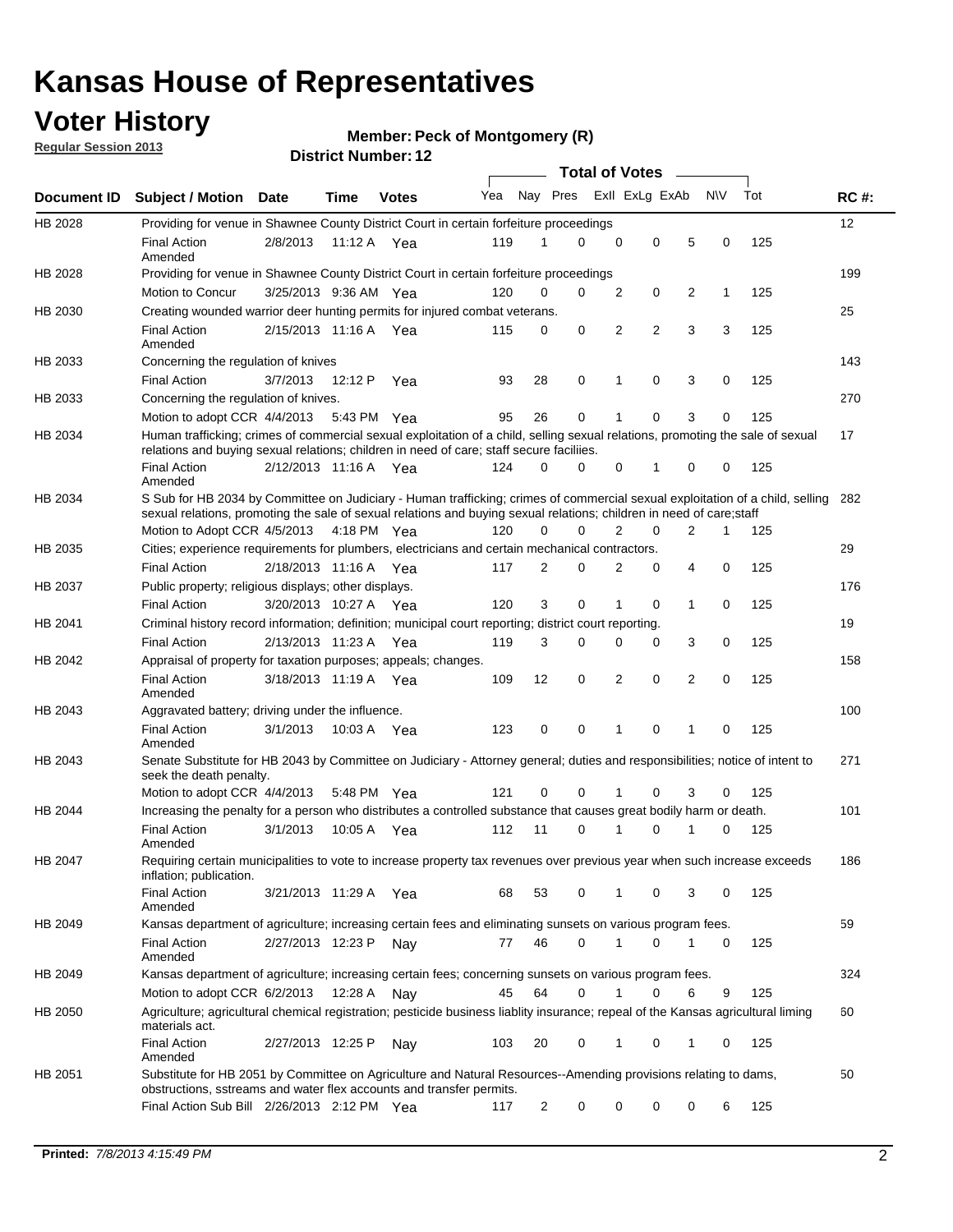# Kansas House of Representatives

## Voter History

**Regular Session 2013**

**Member: Peck of Montgomery (R)**

**District Number: 12**

| Document ID | Subject / Motion | Date | Time | Votes | Yea | Nay | Pres | ExII | ExLg | ExAb | N\V | Tot | RC #: |
|---|---|---|---|---|---|---|---|---|---|---|---|---|---|
| HB 2028 | Providing for venue in Shawnee County District Court in certain forfeiture proceedings | | | | | | | | | | | | 12 |
| | Final Action Amended | 2/8/2013 | 11:12 A | Yea | 119 | 1 | 0 | 0 | 0 | 5 | 0 | 125 | |
| HB 2028 | Providing for venue in Shawnee County District Court in certain forfeiture proceedings | | | | | | | | | | | | 199 |
| | Motion to Concur | 3/25/2013 | 9:36 AM | Yea | 120 | 0 | 0 | 2 | 0 | 2 | 1 | 125 | |
| HB 2030 | Creating wounded warrior deer hunting permits for injured combat veterans. | | | | | | | | | | | | 25 |
| | Final Action Amended | 2/15/2013 | 11:16 A | Yea | 115 | 0 | 0 | 2 | 2 | 3 | 3 | 125 | |
| HB 2033 | Concerning the regulation of knives | | | | | | | | | | | | 143 |
| | Final Action | 3/7/2013 | 12:12 P | Yea | 93 | 28 | 0 | 1 | 0 | 3 | 0 | 125 | |
| HB 2033 | Concerning the regulation of knives. | | | | | | | | | | | | 270 |
| | Motion to adopt CCR | 4/4/2013 | 5:43 PM | Yea | 95 | 26 | 0 | 1 | 0 | 3 | 0 | 125 | |
| HB 2034 | Human trafficking; crimes of commercial sexual exploitation of a child, selling sexual relations, promoting the sale of sexual relations and buying sexual relations; children in need of care; staff secure faciliies. | | | | | | | | | | | | 17 |
| | Final Action Amended | 2/12/2013 | 11:16 A | Yea | 124 | 0 | 0 | 0 | 1 | 0 | 0 | 125 | |
| HB 2034 | S Sub for HB 2034 by Committee on Judiciary - Human trafficking; crimes of commercial sexual exploitation of a child, selling sexual relations, promoting the sale of sexual relations and buying sexual relations; children in need of care;staff | | | | | | | | | | | | 282 |
| | Motion to Adopt CCR | 4/5/2013 | 4:18 PM | Yea | 120 | 0 | 0 | 2 | 0 | 2 | 1 | 125 | |
| HB 2035 | Cities; experience requirements for plumbers, electricians and certain mechanical contractors. | | | | | | | | | | | | 29 |
| | Final Action | 2/18/2013 | 11:16 A | Yea | 117 | 2 | 0 | 2 | 0 | 4 | 0 | 125 | |
| HB 2037 | Public property; religious displays; other displays. | | | | | | | | | | | | 176 |
| | Final Action | 3/20/2013 | 10:27 A | Yea | 120 | 3 | 0 | 1 | 0 | 1 | 0 | 125 | |
| HB 2041 | Criminal history record information; definition; municipal court reporting; district court reporting. | | | | | | | | | | | | 19 |
| | Final Action | 2/13/2013 | 11:23 A | Yea | 119 | 3 | 0 | 0 | 0 | 3 | 0 | 125 | |
| HB 2042 | Appraisal of property for taxation purposes; appeals; changes. | | | | | | | | | | | | 158 |
| | Final Action Amended | 3/18/2013 | 11:19 A | Yea | 109 | 12 | 0 | 2 | 0 | 2 | 0 | 125 | |
| HB 2043 | Aggravated battery; driving under the influence. | | | | | | | | | | | | 100 |
| | Final Action Amended | 3/1/2013 | 10:03 A | Yea | 123 | 0 | 0 | 1 | 0 | 1 | 0 | 125 | |
| HB 2043 | Senate Substitute for HB 2043 by Committee on Judiciary - Attorney general; duties and responsibilities; notice of intent to seek the death penalty. | | | | | | | | | | | | 271 |
| | Motion to adopt CCR | 4/4/2013 | 5:48 PM | Yea | 121 | 0 | 0 | 1 | 0 | 3 | 0 | 125 | |
| HB 2044 | Increasing the penalty for a person who distributes a controlled substance that causes great bodily harm or death. | | | | | | | | | | | | 101 |
| | Final Action Amended | 3/1/2013 | 10:05 A | Yea | 112 | 11 | 0 | 1 | 0 | 1 | 0 | 125 | |
| HB 2047 | Requiring certain municipalities to vote to increase property tax revenues over previous year when such increase exceeds inflation; publication. | | | | | | | | | | | | 186 |
| | Final Action Amended | 3/21/2013 | 11:29 A | Yea | 68 | 53 | 0 | 1 | 0 | 3 | 0 | 125 | |
| HB 2049 | Kansas department of agriculture; increasing certain fees and eliminating sunsets on various program fees. | | | | | | | | | | | | 59 |
| | Final Action Amended | 2/27/2013 | 12:23 P | Nay | 77 | 46 | 0 | 1 | 0 | 1 | 0 | 125 | |
| HB 2049 | Kansas department of agriculture; increasing certain fees; concerning sunsets on various program fees. | | | | | | | | | | | | 324 |
| | Motion to adopt CCR | 6/2/2013 | 12:28 A | Nay | 45 | 64 | 0 | 1 | 0 | 6 | 9 | 125 | |
| HB 2050 | Agriculture; agricultural chemical registration; pesticide business liablity insurance; repeal of the Kansas agricultural liming materials act. | | | | | | | | | | | | 60 |
| | Final Action Amended | 2/27/2013 | 12:25 P | Nay | 103 | 20 | 0 | 1 | 0 | 1 | 0 | 125 | |
| HB 2051 | Substitute for HB 2051 by Committee on Agriculture and Natural Resources--Amending provisions relating to dams, obstructions, sstreams and water flex accounts and transfer permits. | | | | | | | | | | | | 50 |
| | Final Action Sub Bill | 2/26/2013 | 2:12 PM | Yea | 117 | 2 | 0 | 0 | 0 | 0 | 6 | 125 | |

**Printed:** *7/8/2013 4:15:49 PM*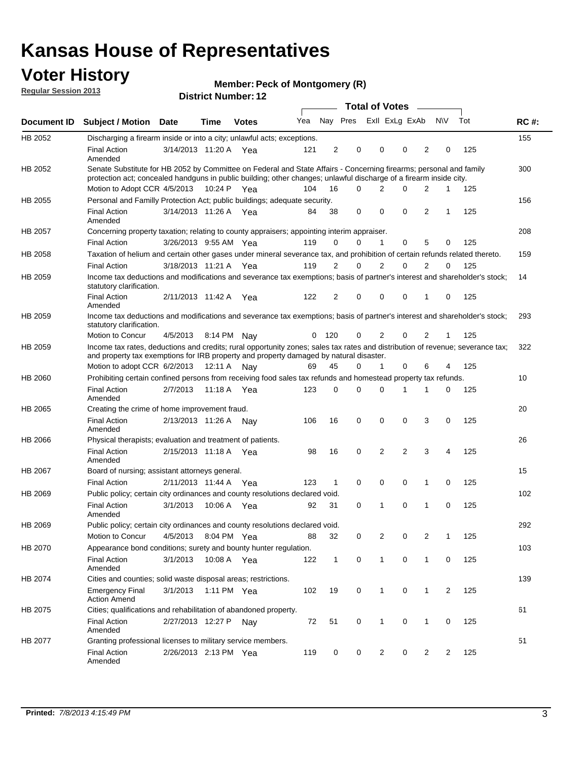# Kansas House of Representatives

## Voter History

**Regular Session 2013**

**Member: Peck of Montgomery (R)**

**District Number: 12**

| Document ID | Subject / Motion | Date | Time | Votes | Yea | Nay | Pres | ExII | ExLg | ExAb | N\V | Tot | RC #: |
|---|---|---|---|---|---|---|---|---|---|---|---|---|---|
| HB 2052 | Discharging a firearm inside or into a city; unlawful acts; exceptions. | | | | | | | | | | | | 155 |
| | Final Action Amended | 3/14/2013 | 11:20 A | Yea | 121 | 2 | 0 | 0 | 0 | 2 | 0 | 125 | |
| HB 2052 | Senate Substitute for HB 2052 by Committee on Federal and State Affairs - Concerning firearms; personal and family protection act; concealed handguns in public building; other changes; unlawful discharge of a firearm inside city. | | | | | | | | | | | | 300 |
| | Motion to Adopt CCR | 4/5/2013 | 10:24 P | Yea | 104 | 16 | 0 | 2 | 0 | 2 | 1 | 125 | |
| HB 2055 | Personal and Familly Protection Act; public buildings; adequate security. | | | | | | | | | | | | 156 |
| | Final Action Amended | 3/14/2013 | 11:26 A | Yea | 84 | 38 | 0 | 0 | 0 | 2 | 1 | 125 | |
| HB 2057 | Concerning property taxation; relating to county appraisers; appointing interim appraiser. | | | | | | | | | | | | 208 |
| | Final Action | 3/26/2013 | 9:55 AM | Yea | 119 | 0 | 0 | 1 | 0 | 5 | 0 | 125 | |
| HB 2058 | Taxation of helium and certain other gases under mineral severance tax, and prohibition of certain refunds related thereto. | | | | | | | | | | | | 159 |
| | Final Action | 3/18/2013 | 11:21 A | Yea | 119 | 2 | 0 | 2 | 0 | 2 | 0 | 125 | |
| HB 2059 | Income tax deductions and modifications and severance tax exemptions; basis of partner's interest and shareholder's stock; statutory clarification. | | | | | | | | | | | | 14 |
| | Final Action Amended | 2/11/2013 | 11:42 A | Yea | 122 | 2 | 0 | 0 | 0 | 1 | 0 | 125 | |
| HB 2059 | Income tax deductions and modifications and severance tax exemptions; basis of partner's interest and shareholder's stock; statutory clarification. | | | | | | | | | | | | 293 |
| | Motion to Concur | 4/5/2013 | 8:14 PM | Nay | 0 | 120 | 0 | 2 | 0 | 2 | 1 | 125 | |
| HB 2059 | Income tax rates, deductions and credits; rural opportunity zones; sales tax rates and distribution of revenue; severance tax; and property tax exemptions for IRB property and property damaged by natural disaster. | | | | | | | | | | | | 322 |
| | Motion to adopt CCR | 6/2/2013 | 12:11 A | Nay | 69 | 45 | 0 | 1 | 0 | 6 | 4 | 125 | |
| HB 2060 | Prohibiting certain confined persons from receiving food sales tax refunds and homestead property tax refunds. | | | | | | | | | | | | 10 |
| | Final Action Amended | 2/7/2013 | 11:18 A | Yea | 123 | 0 | 0 | 0 | 1 | 1 | 0 | 125 | |
| HB 2065 | Creating the crime of home improvement fraud. | | | | | | | | | | | | 20 |
| | Final Action Amended | 2/13/2013 | 11:26 A | Nay | 106 | 16 | 0 | 0 | 0 | 3 | 0 | 125 | |
| HB 2066 | Physical therapists; evaluation and treatment of patients. | | | | | | | | | | | | 26 |
| | Final Action Amended | 2/15/2013 | 11:18 A | Yea | 98 | 16 | 0 | 2 | 2 | 3 | 4 | 125 | |
| HB 2067 | Board of nursing; assistant attorneys general. | | | | | | | | | | | | 15 |
| | Final Action | 2/11/2013 | 11:44 A | Yea | 123 | 1 | 0 | 0 | 0 | 1 | 0 | 125 | |
| HB 2069 | Public policy; certain city ordinances and county resolutions declared void. | | | | | | | | | | | | 102 |
| | Final Action Amended | 3/1/2013 | 10:06 A | Yea | 92 | 31 | 0 | 1 | 0 | 1 | 0 | 125 | |
| HB 2069 | Public policy; certain city ordinances and county resolutions declared void. | | | | | | | | | | | | 292 |
| | Motion to Concur | 4/5/2013 | 8:04 PM | Yea | 88 | 32 | 0 | 2 | 0 | 2 | 1 | 125 | |
| HB 2070 | Appearance bond conditions; surety and bounty hunter regulation. | | | | | | | | | | | | 103 |
| | Final Action Amended | 3/1/2013 | 10:08 A | Yea | 122 | 1 | 0 | 1 | 0 | 1 | 0 | 125 | |
| HB 2074 | Cities and counties; solid waste disposal areas; restrictions. | | | | | | | | | | | | 139 |
| | Emergency Final Action Amend | 3/1/2013 | 1:11 PM | Yea | 102 | 19 | 0 | 1 | 0 | 1 | 2 | 125 | |
| HB 2075 | Cities; qualifications and rehabilitation of abandoned property. | | | | | | | | | | | | 61 |
| | Final Action Amended | 2/27/2013 | 12:27 P | Nay | 72 | 51 | 0 | 1 | 0 | 1 | 0 | 125 | |
| HB 2077 | Granting professional licenses to military service members. | | | | | | | | | | | | 51 |
| | Final Action Amended | 2/26/2013 | 2:13 PM | Yea | 119 | 0 | 0 | 2 | 0 | 2 | 2 | 125 | |

**Printed:** *7/8/2013 4:15:49 PM*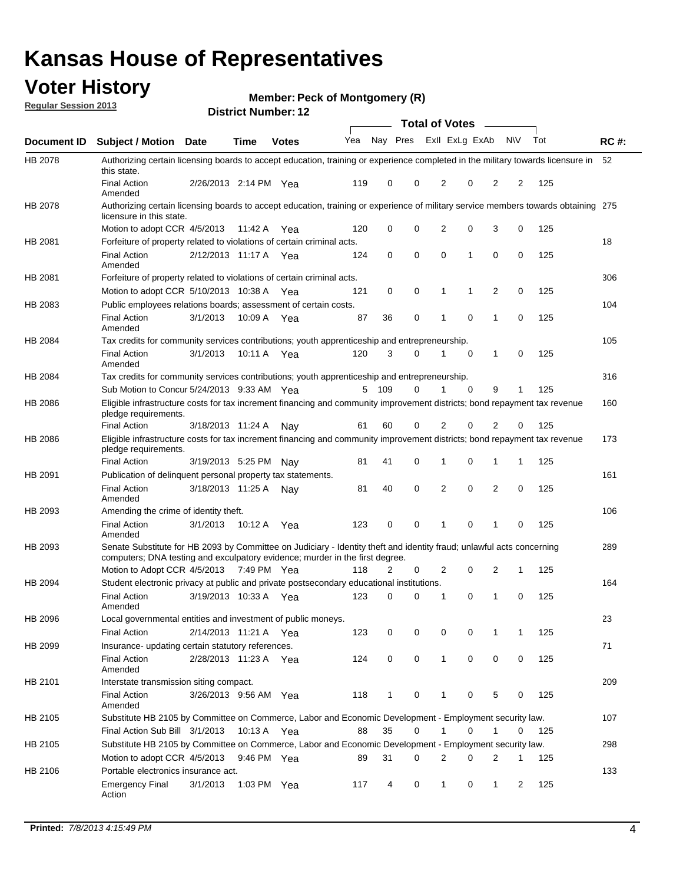# Kansas House of Representatives

## Voter History

**Regular Session 2013**

**Member: Peck of Montgomery (R)**

**District Number: 12**

| Document ID | Subject / Motion | Date | Time | Votes | Yea | Nay | Pres | ExII | ExLg | ExAb | N\V | Tot | RC #: |
|---|---|---|---|---|---|---|---|---|---|---|---|---|---|
| HB 2078 | Authorizing certain licensing boards to accept education, training or experience completed in the military towards licensure in this state. | | | | | | | | | | | | 52 |
| | Final Action Amended | 2/26/2013 | 2:14 PM | Yea | 119 | 0 | 0 | 2 | 0 | 2 | 2 | 125 | |
| HB 2078 | Authorizing certain licensing boards to accept education, training or experience of military service members towards obtaining licensure in this state. | | | | | | | | | | | | 275 |
| | Motion to adopt CCR | 4/5/2013 | 11:42 A | Yea | 120 | 0 | 0 | 2 | 0 | 3 | 0 | 125 | |
| HB 2081 | Forfeiture of property related to violations of certain criminal acts. | | | | | | | | | | | | 18 |
| | Final Action Amended | 2/12/2013 | 11:17 A | Yea | 124 | 0 | 0 | 0 | 1 | 0 | 0 | 125 | |
| HB 2081 | Forfeiture of property related to violations of certain criminal acts. | | | | | | | | | | | | 306 |
| | Motion to adopt CCR | 5/10/2013 | 10:38 A | Yea | 121 | 0 | 0 | 1 | 1 | 2 | 0 | 125 | |
| HB 2083 | Public employees relations boards; assessment of certain costs. | | | | | | | | | | | | 104 |
| | Final Action Amended | 3/1/2013 | 10:09 A | Yea | 87 | 36 | 0 | 1 | 0 | 1 | 0 | 125 | |
| HB 2084 | Tax credits for community services contributions; youth apprenticeship and entrepreneurship. | | | | | | | | | | | | 105 |
| | Final Action Amended | 3/1/2013 | 10:11 A | Yea | 120 | 3 | 0 | 1 | 0 | 1 | 0 | 125 | |
| HB 2084 | Tax credits for community services contributions; youth apprenticeship and entrepreneurship. | | | | | | | | | | | | 316 |
| | Sub Motion to Concur | 5/24/2013 | 9:33 AM | Yea | 5 | 109 | 0 | 1 | 0 | 9 | 1 | 125 | |
| HB 2086 | Eligible infrastructure costs for tax increment financing and community improvement districts; bond repayment tax revenue pledge requirements. | | | | | | | | | | | | 160 |
| | Final Action | 3/18/2013 | 11:24 A | Nay | 61 | 60 | 0 | 2 | 0 | 2 | 0 | 125 | |
| HB 2086 | Eligible infrastructure costs for tax increment financing and community improvement districts; bond repayment tax revenue pledge requirements. | | | | | | | | | | | | 173 |
| | Final Action | 3/19/2013 | 5:25 PM | Nay | 81 | 41 | 0 | 1 | 0 | 1 | 1 | 125 | |
| HB 2091 | Publication of delinquent personal property tax statements. | | | | | | | | | | | | 161 |
| | Final Action Amended | 3/18/2013 | 11:25 A | Nay | 81 | 40 | 0 | 2 | 0 | 2 | 0 | 125 | |
| HB 2093 | Amending the crime of identity theft. | | | | | | | | | | | | 106 |
| | Final Action Amended | 3/1/2013 | 10:12 A | Yea | 123 | 0 | 0 | 1 | 0 | 1 | 0 | 125 | |
| HB 2093 | Senate Substitute for HB 2093 by Committee on Judiciary - Identity theft and identity fraud; unlawful acts concerning computers; DNA testing and exculpatory evidence; murder in the first degree. | | | | | | | | | | | | 289 |
| | Motion to Adopt CCR | 4/5/2013 | 7:49 PM | Yea | 118 | 2 | 0 | 2 | 0 | 2 | 1 | 125 | |
| HB 2094 | Student electronic privacy at public and private postsecondary educational institutions. | | | | | | | | | | | | 164 |
| | Final Action Amended | 3/19/2013 | 10:33 A | Yea | 123 | 0 | 0 | 1 | 0 | 1 | 0 | 125 | |
| HB 2096 | Local governmental entities and investment of public moneys. | | | | | | | | | | | | 23 |
| | Final Action | 2/14/2013 | 11:21 A | Yea | 123 | 0 | 0 | 0 | 0 | 1 | 1 | 125 | |
| HB 2099 | Insurance- updating certain statutory references. | | | | | | | | | | | | 71 |
| | Final Action Amended | 2/28/2013 | 11:23 A | Yea | 124 | 0 | 0 | 1 | 0 | 0 | 0 | 125 | |
| HB 2101 | Interstate transmission siting compact. | | | | | | | | | | | | 209 |
| | Final Action Amended | 3/26/2013 | 9:56 AM | Yea | 118 | 1 | 0 | 1 | 0 | 5 | 0 | 125 | |
| HB 2105 | Substitute HB 2105 by Committee on Commerce, Labor and Economic Development - Employment security law. | | | | | | | | | | | | 107 |
| | Final Action Sub Bill | 3/1/2013 | 10:13 A | Yea | 88 | 35 | 0 | 1 | 0 | 1 | 0 | 125 | |
| HB 2105 | Substitute HB 2105 by Committee on Commerce, Labor and Economic Development - Employment security law. | | | | | | | | | | | | 298 |
| | Motion to adopt CCR | 4/5/2013 | 9:46 PM | Yea | 89 | 31 | 0 | 2 | 0 | 2 | 1 | 125 | |
| HB 2106 | Portable electronics insurance act. | | | | | | | | | | | | 133 |
| | Emergency Final Action | 3/1/2013 | 1:03 PM | Yea | 117 | 4 | 0 | 1 | 0 | 1 | 2 | 125 | |

**Printed:** *7/8/2013 4:15:49 PM*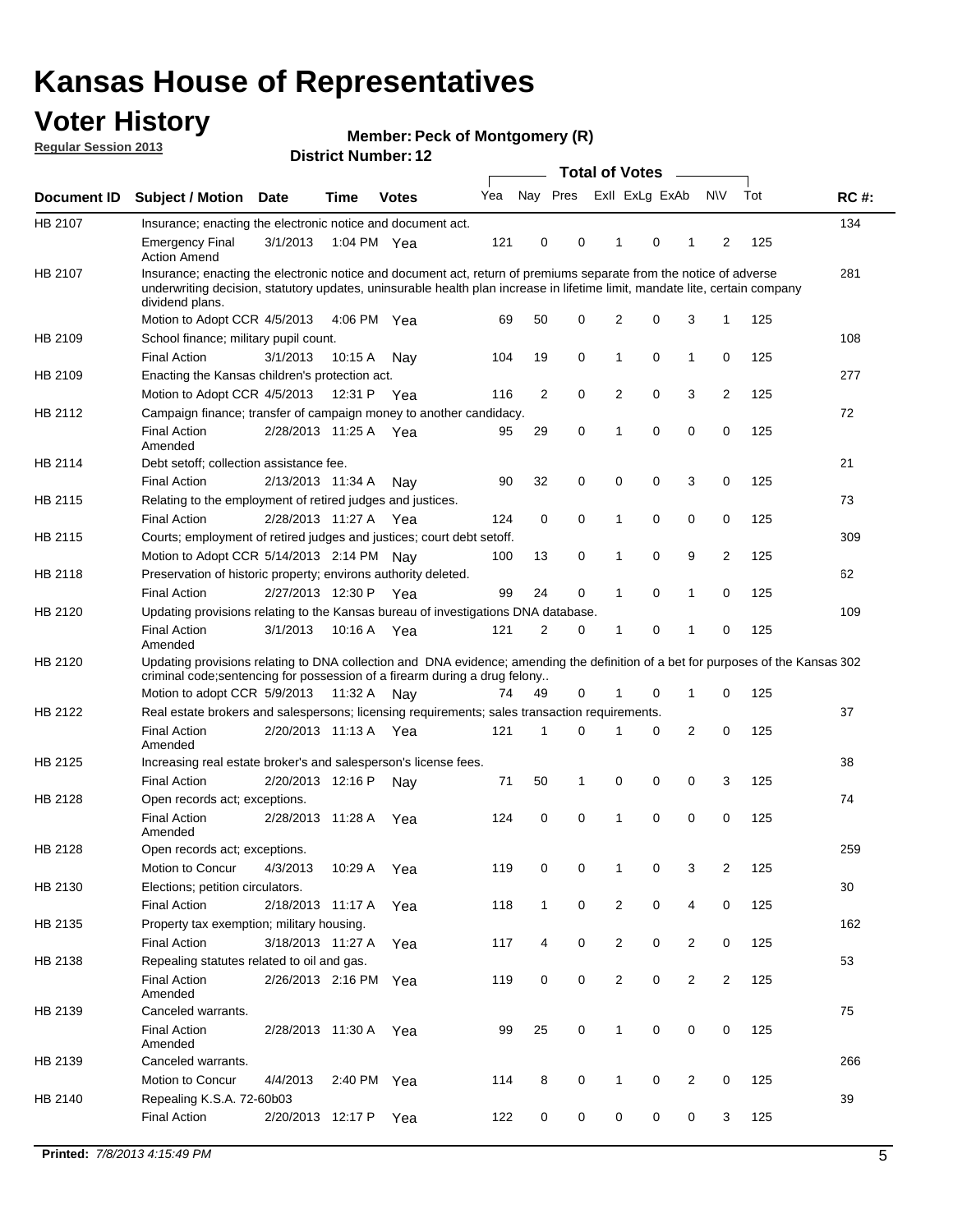# Kansas House of Representatives

## Voter History

**Regular Session 2013**

**Member: Peck of Montgomery (R)**

**District Number: 12**

| Document ID | Subject / Motion | Date | Time | Votes | Yea | Nay | Pres | ExII | ExLg | ExAb | N\V | Tot | RC #: |
|---|---|---|---|---|---|---|---|---|---|---|---|---|---|
| HB 2107 | Insurance; enacting the electronic notice and document act. | | | | | | | | | | | | 134 |
| | Emergency Final Action Amend | 3/1/2013 | 1:04 PM | Yea | 121 | 0 | 0 | 1 | 0 | 1 | 2 | 125 | |
| HB 2107 | Insurance; enacting the electronic notice and document act, return of premiums separate from the notice of adverse underwriting decision, statutory updates, uninsurable health plan increase in lifetime limit, mandate lite, certain company dividend plans. | | | | | | | | | | | | 281 |
| | Motion to Adopt CCR | 4/5/2013 | 4:06 PM | Yea | 69 | 50 | 0 | 2 | 0 | 3 | 1 | 125 | |
| HB 2109 | School finance; military pupil count. | | | | | | | | | | | | 108 |
| | Final Action | 3/1/2013 | 10:15 A | Nay | 104 | 19 | 0 | 1 | 0 | 1 | 0 | 125 | |
| HB 2109 | Enacting the Kansas children's protection act. | | | | | | | | | | | | 277 |
| | Motion to Adopt CCR | 4/5/2013 | 12:31 P | Yea | 116 | 2 | 0 | 2 | 0 | 3 | 2 | 125 | |
| HB 2112 | Campaign finance; transfer of campaign money to another candidacy. | | | | | | | | | | | | 72 |
| | Final Action Amended | 2/28/2013 | 11:25 A | Yea | 95 | 29 | 0 | 1 | 0 | 0 | 0 | 125 | |
| HB 2114 | Debt setoff; collection assistance fee. | | | | | | | | | | | | 21 |
| | Final Action | 2/13/2013 | 11:34 A | Nay | 90 | 32 | 0 | 0 | 0 | 3 | 0 | 125 | |
| HB 2115 | Relating to the employment of retired judges and justices. | | | | | | | | | | | | 73 |
| | Final Action | 2/28/2013 | 11:27 A | Yea | 124 | 0 | 0 | 1 | 0 | 0 | 0 | 125 | |
| HB 2115 | Courts; employment of retired judges and justices; court debt setoff. | | | | | | | | | | | | 309 |
| | Motion to Adopt CCR | 5/14/2013 | 2:14 PM | Nay | 100 | 13 | 0 | 1 | 0 | 9 | 2 | 125 | |
| HB 2118 | Preservation of historic property; environs authority deleted. | | | | | | | | | | | | 62 |
| | Final Action | 2/27/2013 | 12:30 P | Yea | 99 | 24 | 0 | 1 | 0 | 1 | 0 | 125 | |
| HB 2120 | Updating provisions relating to the Kansas bureau of investigations DNA database. | | | | | | | | | | | | 109 |
| | Final Action Amended | 3/1/2013 | 10:16 A | Yea | 121 | 2 | 0 | 1 | 0 | 1 | 0 | 125 | |
| HB 2120 | Updating provisions relating to DNA collection and DNA evidence; amending the definition of a bet for purposes of the Kansas criminal code;sentencing for possession of a firearm during a drug felony.. | | | | | | | | | | | | 302 |
| | Motion to adopt CCR | 5/9/2013 | 11:32 A | Nay | 74 | 49 | 0 | 1 | 0 | 1 | 0 | 125 | |
| HB 2122 | Real estate brokers and salespersons; licensing requirements; sales transaction requirements. | | | | | | | | | | | | 37 |
| | Final Action Amended | 2/20/2013 | 11:13 A | Yea | 121 | 1 | 0 | 1 | 0 | 2 | 0 | 125 | |
| HB 2125 | Increasing real estate broker's and salesperson's license fees. | | | | | | | | | | | | 38 |
| | Final Action | 2/20/2013 | 12:16 P | Nay | 71 | 50 | 1 | 0 | 0 | 0 | 3 | 125 | |
| HB 2128 | Open records act; exceptions. | | | | | | | | | | | | 74 |
| | Final Action Amended | 2/28/2013 | 11:28 A | Yea | 124 | 0 | 0 | 1 | 0 | 0 | 0 | 125 | |
| HB 2128 | Open records act; exceptions. | | | | | | | | | | | | 259 |
| | Motion to Concur | 4/3/2013 | 10:29 A | Yea | 119 | 0 | 0 | 1 | 0 | 3 | 2 | 125 | |
| HB 2130 | Elections; petition circulators. | | | | | | | | | | | | 30 |
| | Final Action | 2/18/2013 | 11:17 A | Yea | 118 | 1 | 0 | 2 | 0 | 4 | 0 | 125 | |
| HB 2135 | Property tax exemption; military housing. | | | | | | | | | | | | 162 |
| | Final Action | 3/18/2013 | 11:27 A | Yea | 117 | 4 | 0 | 2 | 0 | 2 | 0 | 125 | |
| HB 2138 | Repealing statutes related to oil and gas. | | | | | | | | | | | | 53 |
| | Final Action Amended | 2/26/2013 | 2:16 PM | Yea | 119 | 0 | 0 | 2 | 0 | 2 | 2 | 125 | |
| HB 2139 | Canceled warrants. | | | | | | | | | | | | 75 |
| | Final Action Amended | 2/28/2013 | 11:30 A | Yea | 99 | 25 | 0 | 1 | 0 | 0 | 0 | 125 | |
| HB 2139 | Canceled warrants. | | | | | | | | | | | | 266 |
| | Motion to Concur | 4/4/2013 | 2:40 PM | Yea | 114 | 8 | 0 | 1 | 0 | 2 | 0 | 125 | |
| HB 2140 | Repealing K.S.A. 72-60b03 | | | | | | | | | | | | 39 |
| | Final Action | 2/20/2013 | 12:17 P | Yea | 122 | 0 | 0 | 0 | 0 | 0 | 3 | 125 | |

**Printed:** *7/8/2013 4:15:49 PM*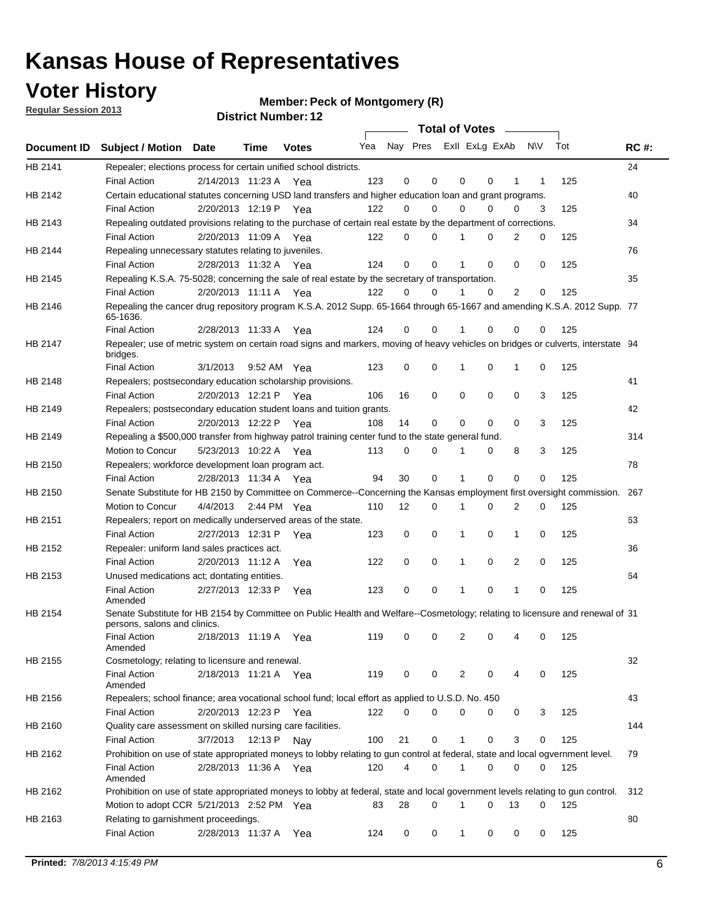# Kansas House of Representatives

## Voter History

**Regular Session 2013**

**Member: Peck of Montgomery (R)**

**District Number: 12**

| Document ID | Subject / Motion | Date | Time | Votes | Yea | Nay | Pres | ExII | ExLg | ExAb | N\V | Tot | RC #: |
|---|---|---|---|---|---|---|---|---|---|---|---|---|---|
| HB 2141 | Repealer; elections process for certain unified school districts. | | | | | | | | | | | | 24 |
| | Final Action | 2/14/2013 | 11:23 A | Yea | 123 | 0 | 0 | 0 | 0 | 1 | 1 | 125 | |
| HB 2142 | Certain educational statutes concerning USD land transfers and higher education loan and grant programs. | | | | | | | | | | | | 40 |
| | Final Action | 2/20/2013 | 12:19 P | Yea | 122 | 0 | 0 | 0 | 0 | 0 | 3 | 125 | |
| HB 2143 | Repealing outdated provisions relating to the purchase of certain real estate by the department of corrections. | | | | | | | | | | | | 34 |
| | Final Action | 2/20/2013 | 11:09 A | Yea | 122 | 0 | 0 | 1 | 0 | 2 | 0 | 125 | |
| HB 2144 | Repealing unnecessary statutes relating to juveniles. | | | | | | | | | | | | 76 |
| | Final Action | 2/28/2013 | 11:32 A | Yea | 124 | 0 | 0 | 1 | 0 | 0 | 0 | 125 | |
| HB 2145 | Repealing K.S.A. 75-5028; concerning the sale of real estate by the secretary of transportation. | | | | | | | | | | | | 35 |
| | Final Action | 2/20/2013 | 11:11 A | Yea | 122 | 0 | 0 | 1 | 0 | 2 | 0 | 125 | |
| HB 2146 | Repealing the cancer drug repository program K.S.A. 2012 Supp. 65-1664 through 65-1667 and amending K.S.A. 2012 Supp. 65-1636. | | | | | | | | | | | | 77 |
| | Final Action | 2/28/2013 | 11:33 A | Yea | 124 | 0 | 0 | 1 | 0 | 0 | 0 | 125 | |
| HB 2147 | Repealer; use of metric system on certain road signs and markers, moving of heavy vehicles on bridges or culverts, interstate bridges. | | | | | | | | | | | | 94 |
| | Final Action | 3/1/2013 | 9:52 AM | Yea | 123 | 0 | 0 | 1 | 0 | 1 | 0 | 125 | |
| HB 2148 | Repealers; postsecondary education scholarship provisions. | | | | | | | | | | | | 41 |
| | Final Action | 2/20/2013 | 12:21 P | Yea | 106 | 16 | 0 | 0 | 0 | 0 | 3 | 125 | |
| HB 2149 | Repealers; postsecondary education student loans and tuition grants. | | | | | | | | | | | | 42 |
| | Final Action | 2/20/2013 | 12:22 P | Yea | 108 | 14 | 0 | 0 | 0 | 0 | 3 | 125 | |
| HB 2149 | Repealing a $500,000 transfer from highway patrol training center fund to the state general fund. | | | | | | | | | | | | 314 |
| | Motion to Concur | 5/23/2013 | 10:22 A | Yea | 113 | 0 | 0 | 1 | 0 | 8 | 3 | 125 | |
| HB 2150 | Repealers; workforce development loan program act. | | | | | | | | | | | | 78 |
| | Final Action | 2/28/2013 | 11:34 A | Yea | 94 | 30 | 0 | 1 | 0 | 0 | 0 | 125 | |
| HB 2150 | Senate Substitute for HB 2150 by Committee on Commerce--Concerning the Kansas employment first oversight commission. | | | | | | | | | | | | 267 |
| | Motion to Concur | 4/4/2013 | 2:44 PM | Yea | 110 | 12 | 0 | 1 | 0 | 2 | 0 | 125 | |
| HB 2151 | Repealers; report on medically underserved areas of the state. | | | | | | | | | | | | 63 |
| | Final Action | 2/27/2013 | 12:31 P | Yea | 123 | 0 | 0 | 1 | 0 | 1 | 0 | 125 | |
| HB 2152 | Repealer: uniform land sales practices act. | | | | | | | | | | | | 36 |
| | Final Action | 2/20/2013 | 11:12 A | Yea | 122 | 0 | 0 | 1 | 0 | 2 | 0 | 125 | |
| HB 2153 | Unused medications act; dontating entities. | | | | | | | | | | | | 64 |
| | Final Action Amended | 2/27/2013 | 12:33 P | Yea | 123 | 0 | 0 | 1 | 0 | 1 | 0 | 125 | |
| HB 2154 | Senate Substitute for HB 2154 by Committee on Public Health and Welfare--Cosmetology; relating to licensure and renewal of persons, salons and clinics. | | | | | | | | | | | | 31 |
| | Final Action Amended | 2/18/2013 | 11:19 A | Yea | 119 | 0 | 0 | 2 | 0 | 4 | 0 | 125 | |
| HB 2155 | Cosmetology; relating to licensure and renewal. | | | | | | | | | | | | 32 |
| | Final Action Amended | 2/18/2013 | 11:21 A | Yea | 119 | 0 | 0 | 2 | 0 | 4 | 0 | 125 | |
| HB 2156 | Repealers; school finance; area vocational school fund; local effort as applied to U.S.D. No. 450 | | | | | | | | | | | | 43 |
| | Final Action | 2/20/2013 | 12:23 P | Yea | 122 | 0 | 0 | 0 | 0 | 0 | 3 | 125 | |
| HB 2160 | Quality care assessment on skilled nursing care facilities. | | | | | | | | | | | | 144 |
| | Final Action | 3/7/2013 | 12:13 P | Nay | 100 | 21 | 0 | 1 | 0 | 3 | 0 | 125 | |
| HB 2162 | Prohibition on use of state appropriated moneys to lobby relating to gun control at federal, state and local ogvernment level. | | | | | | | | | | | | 79 |
| | Final Action Amended | 2/28/2013 | 11:36 A | Yea | 120 | 4 | 0 | 1 | 0 | 0 | 0 | 125 | |
| HB 2162 | Prohibition on use of state appropriated moneys to lobby at federal, state and local government levels relating to gun control. | | | | | | | | | | | | 312 |
| | Motion to adopt CCR | 5/21/2013 | 2:52 PM | Yea | 83 | 28 | 0 | 1 | 0 | 13 | 0 | 125 | |
| HB 2163 | Relating to garnishment proceedings. | | | | | | | | | | | | 80 |
| | Final Action | 2/28/2013 | 11:37 A | Yea | 124 | 0 | 0 | 1 | 0 | 0 | 0 | 125 | |

**Printed:** *7/8/2013 4:15:49 PM*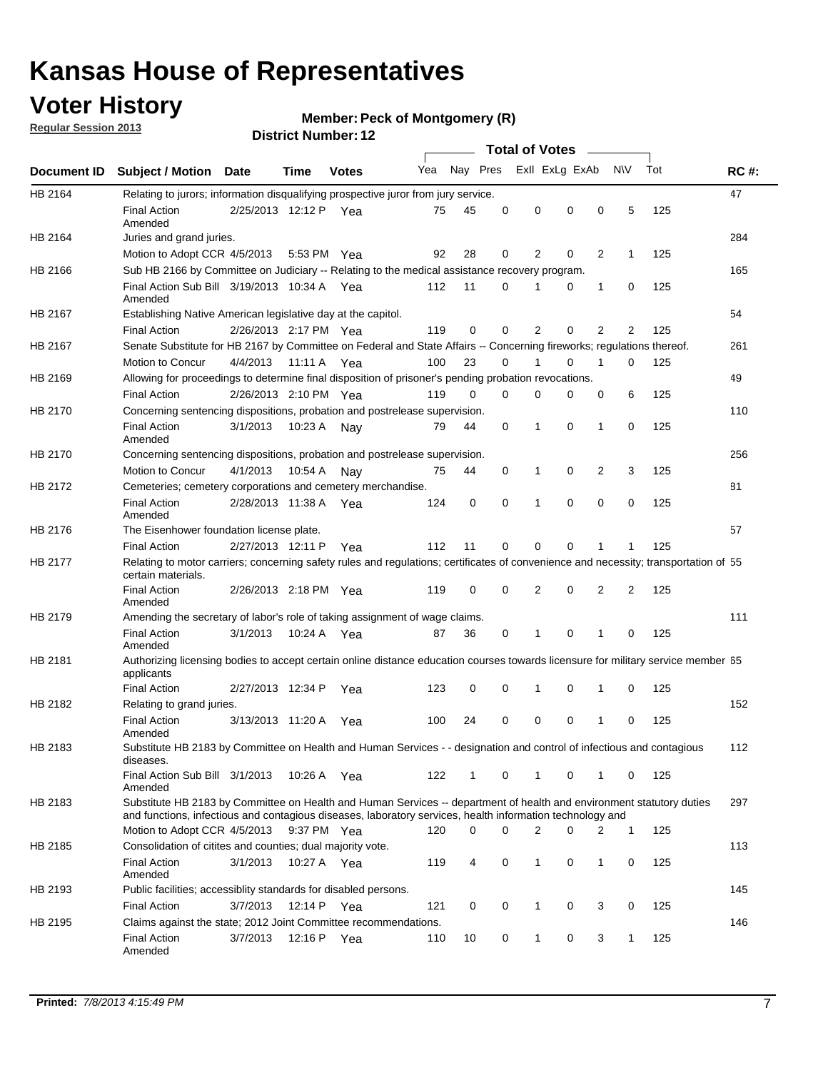# Kansas House of Representatives

## Voter History

**Regular Session 2013**

**Member: Peck of Montgomery (R)**

**District Number: 12**

| Document ID | Subject / Motion | Date | Time | Votes | Yea | Nay | Pres | Exll | ExLg | ExAb | N\V | Tot | RC #: |
|---|---|---|---|---|---|---|---|---|---|---|---|---|---|
| HB 2164 | Relating to jurors; information disqualifying prospective juror from jury service. | | | | | | | | | | | | 47 |
| | Final Action Amended | 2/25/2013 | 12:12 P | Yea | 75 | 45 | 0 | 0 | 0 | 0 | 5 | 125 | |
| HB 2164 | Juries and grand juries. | | | | | | | | | | | | 284 |
| | Motion to Adopt CCR | 4/5/2013 | 5:53 PM | Yea | 92 | 28 | 0 | 2 | 0 | 2 | 1 | 125 | |
| HB 2166 | Sub HB 2166 by Committee on Judiciary -- Relating to the medical assistance recovery program. | | | | | | | | | | | | 165 |
| | Final Action Sub Bill Amended | 3/19/2013 | 10:34 A | Yea | 112 | 11 | 0 | 1 | 0 | 1 | 0 | 125 | |
| HB 2167 | Establishing Native American legislative day at the capitol. | | | | | | | | | | | | 54 |
| | Final Action | 2/26/2013 | 2:17 PM | Yea | 119 | 0 | 0 | 2 | 0 | 2 | 2 | 125 | |
| HB 2167 | Senate Substitute for HB 2167 by Committee on Federal and State Affairs -- Concerning fireworks; regulations thereof. | | | | | | | | | | | | 261 |
| | Motion to Concur | 4/4/2013 | 11:11 A | Yea | 100 | 23 | 0 | 1 | 0 | 1 | 0 | 125 | |
| HB 2169 | Allowing for proceedings to determine final disposition of prisoner's pending probation revocations. | | | | | | | | | | | | 49 |
| | Final Action | 2/26/2013 | 2:10 PM | Yea | 119 | 0 | 0 | 0 | 0 | 0 | 6 | 125 | |
| HB 2170 | Concerning sentencing dispositions, probation and postrelease supervision. | | | | | | | | | | | | 110 |
| | Final Action Amended | 3/1/2013 | 10:23 A | Nay | 79 | 44 | 0 | 1 | 0 | 1 | 0 | 125 | |
| HB 2170 | Concerning sentencing dispositions, probation and postrelease supervision. | | | | | | | | | | | | 256 |
| | Motion to Concur | 4/1/2013 | 10:54 A | Nay | 75 | 44 | 0 | 1 | 0 | 2 | 3 | 125 | |
| HB 2172 | Cemeteries; cemetery corporations and cemetery merchandise. | | | | | | | | | | | | 81 |
| | Final Action Amended | 2/28/2013 | 11:38 A | Yea | 124 | 0 | 0 | 1 | 0 | 0 | 0 | 125 | |
| HB 2176 | The Eisenhower foundation license plate. | | | | | | | | | | | | 57 |
| | Final Action | 2/27/2013 | 12:11 P | Yea | 112 | 11 | 0 | 0 | 0 | 1 | 1 | 125 | |
| HB 2177 | Relating to motor carriers; concerning safety rules and regulations; certificates of convenience and necessity; transportation of certain materials. | | | | | | | | | | | | 55 |
| | Final Action Amended | 2/26/2013 | 2:18 PM | Yea | 119 | 0 | 0 | 2 | 0 | 2 | 2 | 125 | |
| HB 2179 | Amending the secretary of labor's role of taking assignment of wage claims. | | | | | | | | | | | | 111 |
| | Final Action Amended | 3/1/2013 | 10:24 A | Yea | 87 | 36 | 0 | 1 | 0 | 1 | 0 | 125 | |
| HB 2181 | Authorizing licensing bodies to accept certain online distance education courses towards licensure for military service member applicants | | | | | | | | | | | | 65 |
| | Final Action | 2/27/2013 | 12:34 P | Yea | 123 | 0 | 0 | 1 | 0 | 1 | 0 | 125 | |
| HB 2182 | Relating to grand juries. | | | | | | | | | | | | 152 |
| | Final Action Amended | 3/13/2013 | 11:20 A | Yea | 100 | 24 | 0 | 0 | 0 | 1 | 0 | 125 | |
| HB 2183 | Substitute HB 2183 by Committee on Health and Human Services - - designation and control of infectious and contagious diseases. | | | | | | | | | | | | 112 |
| | Final Action Sub Bill Amended | 3/1/2013 | 10:26 A | Yea | 122 | 1 | 0 | 1 | 0 | 1 | 0 | 125 | |
| HB 2183 | Substitute HB 2183 by Committee on Health and Human Services -- department of health and environment statutory duties and functions, infectious and contagious diseases, laboratory services, health information technology and | | | | | | | | | | | | 297 |
| | Motion to Adopt CCR | 4/5/2013 | 9:37 PM | Yea | 120 | 0 | 0 | 2 | 0 | 2 | 1 | 125 | |
| HB 2185 | Consolidation of citites and counties; dual majority vote. | | | | | | | | | | | | 113 |
| | Final Action Amended | 3/1/2013 | 10:27 A | Yea | 119 | 4 | 0 | 1 | 0 | 1 | 0 | 125 | |
| HB 2193 | Public facilities; accessiblity standards for disabled persons. | | | | | | | | | | | | 145 |
| | Final Action | 3/7/2013 | 12:14 P | Yea | 121 | 0 | 0 | 1 | 0 | 3 | 0 | 125 | |
| HB 2195 | Claims against the state; 2012 Joint Committee recommendations. | | | | | | | | | | | | 146 |
| | Final Action Amended | 3/7/2013 | 12:16 P | Yea | 110 | 10 | 0 | 1 | 0 | 3 | 1 | 125 | |

**Printed:** *7/8/2013 4:15:49 PM*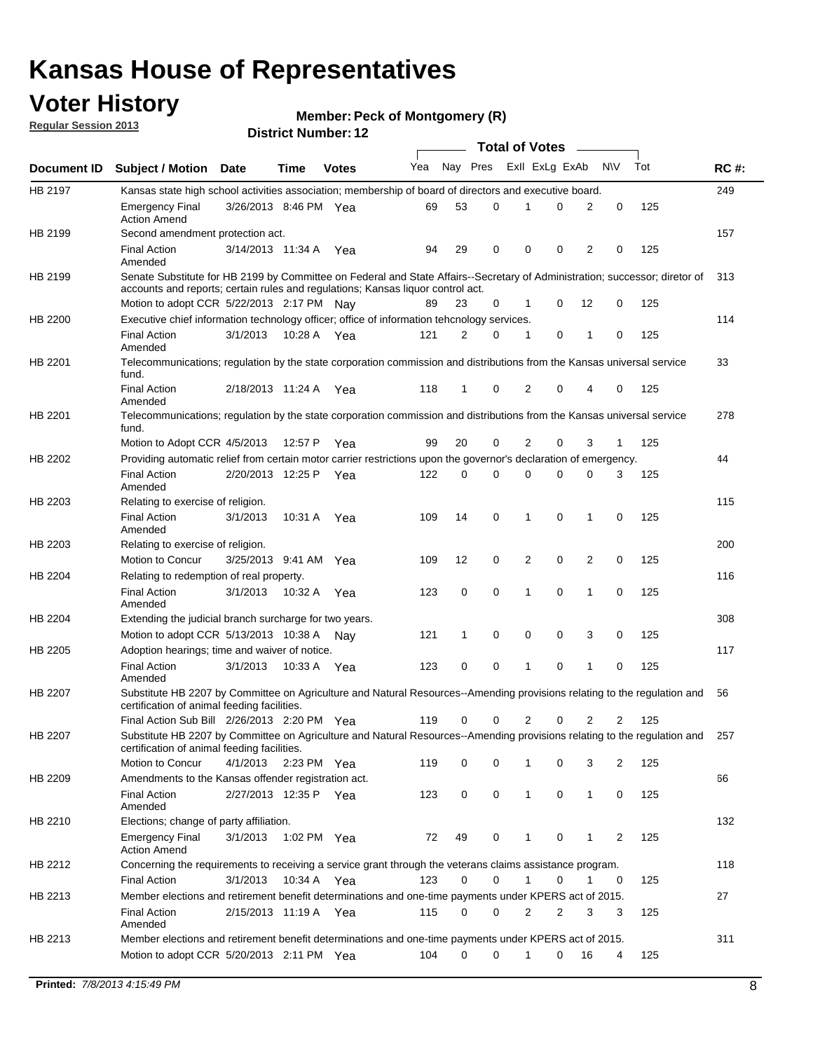# Kansas House of Representatives

## Voter History

**Regular Session 2013**

**Member: Peck of Montgomery (R)**

**District Number: 12**

| Document ID | Subject / Motion | Date | Time | Votes | Yea | Nay | Pres | ExII | ExLg | ExAb | N\V | Tot | RC #: |
|---|---|---|---|---|---|---|---|---|---|---|---|---|---|
| HB 2197 | Kansas state high school activities association; membership of board of directors and executive board. | | | | | | | | | | | | 249 |
| | Emergency Final Action Amend | 3/26/2013 | 8:46 PM | Yea | 69 | 53 | 0 | 1 | 0 | 2 | 0 | 125 | |
| HB 2199 | Second amendment protection act. | | | | | | | | | | | | 157 |
| | Final Action Amended | 3/14/2013 | 11:34 A | Yea | 94 | 29 | 0 | 0 | 0 | 2 | 0 | 125 | |
| HB 2199 | Senate Substitute for HB 2199 by Committee on Federal and State Affairs--Secretary of Administration; successor; diretor of accounts and reports; certain rules and regulations; Kansas liquor control act. | | | | | | | | | | | | 313 |
| | Motion to adopt CCR | 5/22/2013 | 2:17 PM | Nay | 89 | 23 | 0 | 1 | 0 | 12 | 0 | 125 | |
| HB 2200 | Executive chief information technology officer; office of information tehcnology services. | | | | | | | | | | | | 114 |
| | Final Action Amended | 3/1/2013 | 10:28 A | Yea | 121 | 2 | 0 | 1 | 0 | 1 | 0 | 125 | |
| HB 2201 | Telecommunications; regulation by the state corporation commission and distributions from the Kansas universal service fund. | | | | | | | | | | | | 33 |
| | Final Action Amended | 2/18/2013 | 11:24 A | Yea | 118 | 1 | 0 | 2 | 0 | 4 | 0 | 125 | |
| HB 2201 | Telecommunications; regulation by the state corporation commission and distributions from the Kansas universal service fund. | | | | | | | | | | | | 278 |
| | Motion to Adopt CCR | 4/5/2013 | 12:57 P | Yea | 99 | 20 | 0 | 2 | 0 | 3 | 1 | 125 | |
| HB 2202 | Providing automatic relief from certain motor carrier restrictions upon the governor's declaration of emergency. | | | | | | | | | | | | 44 |
| | Final Action Amended | 2/20/2013 | 12:25 P | Yea | 122 | 0 | 0 | 0 | 0 | 0 | 3 | 125 | |
| HB 2203 | Relating to exercise of religion. | | | | | | | | | | | | 115 |
| | Final Action Amended | 3/1/2013 | 10:31 A | Yea | 109 | 14 | 0 | 1 | 0 | 1 | 0 | 125 | |
| HB 2203 | Relating to exercise of religion. | | | | | | | | | | | | 200 |
| | Motion to Concur | 3/25/2013 | 9:41 AM | Yea | 109 | 12 | 0 | 2 | 0 | 2 | 0 | 125 | |
| HB 2204 | Relating to redemption of real property. | | | | | | | | | | | | 116 |
| | Final Action Amended | 3/1/2013 | 10:32 A | Yea | 123 | 0 | 0 | 1 | 0 | 1 | 0 | 125 | |
| HB 2204 | Extending the judicial branch surcharge for two years. | | | | | | | | | | | | 308 |
| | Motion to adopt CCR | 5/13/2013 | 10:38 A | Nay | 121 | 1 | 0 | 0 | 0 | 3 | 0 | 125 | |
| HB 2205 | Adoption hearings; time and waiver of notice. | | | | | | | | | | | | 117 |
| | Final Action Amended | 3/1/2013 | 10:33 A | Yea | 123 | 0 | 0 | 1 | 0 | 1 | 0 | 125 | |
| HB 2207 | Substitute HB 2207 by Committee on Agriculture and Natural Resources--Amending provisions relating to the regulation and certification of animal feeding facilities. | | | | | | | | | | | | 56 |
| | Final Action Sub Bill | 2/26/2013 | 2:20 PM | Yea | 119 | 0 | 0 | 2 | 0 | 2 | 2 | 125 | |
| HB 2207 | Substitute HB 2207 by Committee on Agriculture and Natural Resources--Amending provisions relating to the regulation and certification of animal feeding facilities. | | | | | | | | | | | | 257 |
| | Motion to Concur | 4/1/2013 | 2:23 PM | Yea | 119 | 0 | 0 | 1 | 0 | 3 | 2 | 125 | |
| HB 2209 | Amendments to the Kansas offender registration act. | | | | | | | | | | | | 66 |
| | Final Action Amended | 2/27/2013 | 12:35 P | Yea | 123 | 0 | 0 | 1 | 0 | 1 | 0 | 125 | |
| HB 2210 | Elections; change of party affiliation. | | | | | | | | | | | | 132 |
| | Emergency Final Action Amend | 3/1/2013 | 1:02 PM | Yea | 72 | 49 | 0 | 1 | 0 | 1 | 2 | 125 | |
| HB 2212 | Concerning the requirements to receiving a service grant through the veterans claims assistance program. | | | | | | | | | | | | 118 |
| | Final Action | 3/1/2013 | 10:34 A | Yea | 123 | 0 | 0 | 1 | 0 | 1 | 0 | 125 | |
| HB 2213 | Member elections and retirement benefit determinations and one-time payments under KPERS act of 2015. | | | | | | | | | | | | 27 |
| | Final Action Amended | 2/15/2013 | 11:19 A | Yea | 115 | 0 | 0 | 2 | 2 | 3 | 3 | 125 | |
| HB 2213 | Member elections and retirement benefit determinations and one-time payments under KPERS act of 2015. | | | | | | | | | | | | 311 |
| | Motion to adopt CCR | 5/20/2013 | 2:11 PM | Yea | 104 | 0 | 0 | 1 | 0 | 16 | 4 | 125 | |

**Printed:** *7/8/2013 4:15:49 PM*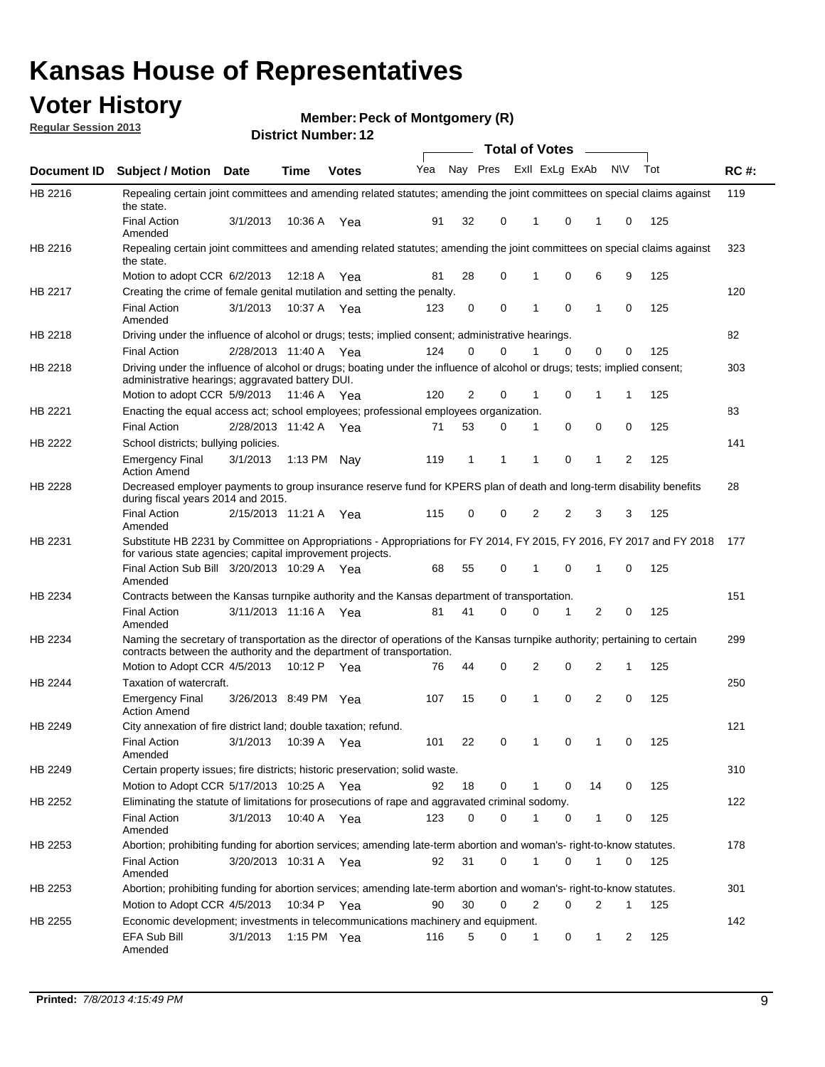# Kansas House of Representatives

## Voter History

**Regular Session 2013**

**Member: Peck of Montgomery (R)**

**District Number: 12**

| Document ID | Subject / Motion | Date | Time | Votes | Yea | Nay | Pres | ExII | ExLg | ExAb | N\V | Tot | RC #: |
|---|---|---|---|---|---|---|---|---|---|---|---|---|---|
| HB 2216 | Repealing certain joint committees and amending related statutes; amending the joint committees on special claims against the state. | | | | | | | | | | | | 119 |
| | Final Action Amended | 3/1/2013 | 10:36 A | Yea | 91 | 32 | 0 | 1 | 0 | 1 | 0 | 125 | |
| HB 2216 | Repealing certain joint committees and amending related statutes; amending the joint committees on special claims against the state. | | | | | | | | | | | | 323 |
| | Motion to adopt CCR | 6/2/2013 | 12:18 A | Yea | 81 | 28 | 0 | 1 | 0 | 6 | 9 | 125 | |
| HB 2217 | Creating the crime of female genital mutilation and setting the penalty. | | | | | | | | | | | | 120 |
| | Final Action Amended | 3/1/2013 | 10:37 A | Yea | 123 | 0 | 0 | 1 | 0 | 1 | 0 | 125 | |
| HB 2218 | Driving under the influence of alcohol or drugs; tests; implied consent; administrative hearings. | | | | | | | | | | | | 82 |
| | Final Action | 2/28/2013 | 11:40 A | Yea | 124 | 0 | 0 | 1 | 0 | 0 | 0 | 125 | |
| HB 2218 | Driving under the influence of alcohol or drugs; boating under the influence of alcohol or drugs; tests; implied consent; administrative hearings; aggravated battery DUI. | | | | | | | | | | | | 303 |
| | Motion to adopt CCR | 5/9/2013 | 11:46 A | Yea | 120 | 2 | 0 | 1 | 0 | 1 | 1 | 125 | |
| HB 2221 | Enacting the equal access act; school employees; professional employees organization. | | | | | | | | | | | | 83 |
| | Final Action | 2/28/2013 | 11:42 A | Yea | 71 | 53 | 0 | 1 | 0 | 0 | 0 | 125 | |
| HB 2222 | School districts; bullying policies. | | | | | | | | | | | | 141 |
| | Emergency Final Action Amend | 3/1/2013 | 1:13 PM | Nay | 119 | 1 | 1 | 1 | 0 | 1 | 2 | 125 | |
| HB 2228 | Decreased employer payments to group insurance reserve fund for KPERS plan of death and long-term disability benefits during fiscal years 2014 and 2015. | | | | | | | | | | | | 28 |
| | Final Action Amended | 2/15/2013 | 11:21 A | Yea | 115 | 0 | 0 | 2 | 2 | 3 | 3 | 125 | |
| HB 2231 | Substitute HB 2231 by Committee on Appropriations - Appropriations for FY 2014, FY 2015, FY 2016, FY 2017 and FY 2018 for various state agencies; capital improvement projects. | | | | | | | | | | | | 177 |
| | Final Action Sub Bill Amended | 3/20/2013 | 10:29 A | Yea | 68 | 55 | 0 | 1 | 0 | 1 | 0 | 125 | |
| HB 2234 | Contracts between the Kansas turnpike authority and the Kansas department of transportation. | | | | | | | | | | | | 151 |
| | Final Action Amended | 3/11/2013 | 11:16 A | Yea | 81 | 41 | 0 | 0 | 1 | 2 | 0 | 125 | |
| HB 2234 | Naming the secretary of transportation as the director of operations of the Kansas turnpike authority; pertaining to certain contracts between the authority and the department of transportation. | | | | | | | | | | | | 299 |
| | Motion to Adopt CCR | 4/5/2013 | 10:12 P | Yea | 76 | 44 | 0 | 2 | 0 | 2 | 1 | 125 | |
| HB 2244 | Taxation of watercraft. | | | | | | | | | | | | 250 |
| | Emergency Final Action Amend | 3/26/2013 | 8:49 PM | Yea | 107 | 15 | 0 | 1 | 0 | 2 | 0 | 125 | |
| HB 2249 | City annexation of fire district land; double taxation; refund. | | | | | | | | | | | | 121 |
| | Final Action Amended | 3/1/2013 | 10:39 A | Yea | 101 | 22 | 0 | 1 | 0 | 1 | 0 | 125 | |
| HB 2249 | Certain property issues; fire districts; historic preservation; solid waste. | | | | | | | | | | | | 310 |
| | Motion to Adopt CCR | 5/17/2013 | 10:25 A | Yea | 92 | 18 | 0 | 1 | 0 | 14 | 0 | 125 | |
| HB 2252 | Eliminating the statute of limitations for prosecutions of rape and aggravated criminal sodomy. | | | | | | | | | | | | 122 |
| | Final Action Amended | 3/1/2013 | 10:40 A | Yea | 123 | 0 | 0 | 1 | 0 | 1 | 0 | 125 | |
| HB 2253 | Abortion; prohibiting funding for abortion services; amending late-term abortion and woman's- right-to-know statutes. | | | | | | | | | | | | 178 |
| | Final Action Amended | 3/20/2013 | 10:31 A | Yea | 92 | 31 | 0 | 1 | 0 | 1 | 0 | 125 | |
| HB 2253 | Abortion; prohibiting funding for abortion services; amending late-term abortion and woman's- right-to-know statutes. | | | | | | | | | | | | 301 |
| | Motion to Adopt CCR | 4/5/2013 | 10:34 P | Yea | 90 | 30 | 0 | 2 | 0 | 2 | 1 | 125 | |
| HB 2255 | Economic development; investments in telecommunications machinery and equipment. | | | | | | | | | | | | 142 |
| | EFA Sub Bill Amended | 3/1/2013 | 1:15 PM | Yea | 116 | 5 | 0 | 1 | 0 | 1 | 2 | 125 | |

**Printed:** *7/8/2013 4:15:49 PM*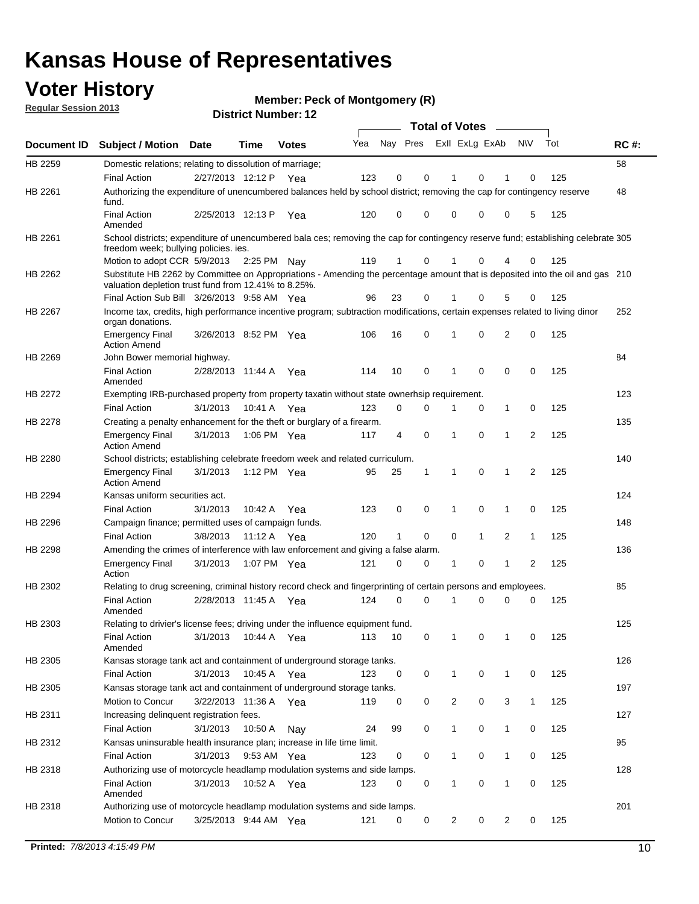# Kansas House of Representatives

## Voter History

**Regular Session 2013**

**Member: Peck of Montgomery (R)**

**District Number: 12**

| Document ID | Subject / Motion | Date | Time | Votes | Yea | Nay | Pres | ExII | ExLg | ExAb | N\V | Tot | RC #: |
|---|---|---|---|---|---|---|---|---|---|---|---|---|---|
| HB 2259 | Domestic relations; relating to dissolution of marriage; | | | | | | | | | | | | 58 |
| | Final Action | 2/27/2013 | 12:12 P | Yea | 123 | 0 | 0 | 1 | 0 | 1 | 0 | 125 | |
| HB 2261 | Authorizing the expenditure of unencumbered balances held by school district; removing the cap for contingency reserve fund. | | | | | | | | | | | | 48 |
| | Final Action Amended | 2/25/2013 | 12:13 P | Yea | 120 | 0 | 0 | 0 | 0 | 0 | 5 | 125 | |
| HB 2261 | School districts; expenditure of unencumbered bala ces; removing the cap for contingency reserve fund; establishing celebrate freedom week; bullying policies. ies. | | | | | | | | | | | | 305 |
| | Motion to adopt CCR | 5/9/2013 | 2:25 PM | Nay | 119 | 1 | 0 | 1 | 0 | 4 | 0 | 125 | |
| HB 2262 | Substitute HB 2262 by Committee on Appropriations - Amending the percentage amount that is deposited into the oil and gas valuation depletion trust fund from 12.41% to 8.25%. | | | | | | | | | | | | 210 |
| | Final Action Sub Bill | 3/26/2013 | 9:58 AM | Yea | 96 | 23 | 0 | 1 | 0 | 5 | 0 | 125 | |
| HB 2267 | Income tax, credits, high performance incentive program; subtraction modifications, certain expenses related to living dinor organ donations. | | | | | | | | | | | | 252 |
| | Emergency Final Action Amend | 3/26/2013 | 8:52 PM | Yea | 106 | 16 | 0 | 1 | 0 | 2 | 0 | 125 | |
| HB 2269 | John Bower memorial highway. | | | | | | | | | | | | 84 |
| | Final Action Amended | 2/28/2013 | 11:44 A | Yea | 114 | 10 | 0 | 1 | 0 | 0 | 0 | 125 | |
| HB 2272 | Exempting IRB-purchased property from property taxatin without state ownerhsip requirement. | | | | | | | | | | | | 123 |
| | Final Action | 3/1/2013 | 10:41 A | Yea | 123 | 0 | 0 | 1 | 0 | 1 | 0 | 125 | |
| HB 2278 | Creating a penalty enhancement for the theft or burglary of a firearm. | | | | | | | | | | | | 135 |
| | Emergency Final Action Amend | 3/1/2013 | 1:06 PM | Yea | 117 | 4 | 0 | 1 | 0 | 1 | 2 | 125 | |
| HB 2280 | School districts; establishing celebrate freedom week and related curriculum. | | | | | | | | | | | | 140 |
| | Emergency Final Action Amend | 3/1/2013 | 1:12 PM | Yea | 95 | 25 | 1 | 1 | 0 | 1 | 2 | 125 | |
| HB 2294 | Kansas uniform securities act. | | | | | | | | | | | | 124 |
| | Final Action | 3/1/2013 | 10:42 A | Yea | 123 | 0 | 0 | 1 | 0 | 1 | 0 | 125 | |
| HB 2296 | Campaign finance; permitted uses of campaign funds. | | | | | | | | | | | | 148 |
| | Final Action | 3/8/2013 | 11:12 A | Yea | 120 | 1 | 0 | 0 | 1 | 2 | 1 | 125 | |
| HB 2298 | Amending the crimes of interference with law enforcement and giving a false alarm. | | | | | | | | | | | | 136 |
| | Emergency Final Action | 3/1/2013 | 1:07 PM | Yea | 121 | 0 | 0 | 1 | 0 | 1 | 2 | 125 | |
| HB 2302 | Relating to drug screening, criminal history record check and fingerprinting of certain persons and employees. | | | | | | | | | | | | 85 |
| | Final Action Amended | 2/28/2013 | 11:45 A | Yea | 124 | 0 | 0 | 1 | 0 | 0 | 0 | 125 | |
| HB 2303 | Relating to drivier's license fees; driving under the influence equipment fund. | | | | | | | | | | | | 125 |
| | Final Action Amended | 3/1/2013 | 10:44 A | Yea | 113 | 10 | 0 | 1 | 0 | 1 | 0 | 125 | |
| HB 2305 | Kansas storage tank act and containment of underground storage tanks. | | | | | | | | | | | | 126 |
| | Final Action | 3/1/2013 | 10:45 A | Yea | 123 | 0 | 0 | 1 | 0 | 1 | 0 | 125 | |
| HB 2305 | Kansas storage tank act and containment of underground storage tanks. | | | | | | | | | | | | 197 |
| | Motion to Concur | 3/22/2013 | 11:36 A | Yea | 119 | 0 | 0 | 2 | 0 | 3 | 1 | 125 | |
| HB 2311 | Increasing delinquent registration fees. | | | | | | | | | | | | 127 |
| | Final Action | 3/1/2013 | 10:50 A | Nay | 24 | 99 | 0 | 1 | 0 | 1 | 0 | 125 | |
| HB 2312 | Kansas uninsurable health insurance plan; increase in life time limit. | | | | | | | | | | | | 95 |
| | Final Action | 3/1/2013 | 9:53 AM | Yea | 123 | 0 | 0 | 1 | 0 | 1 | 0 | 125 | |
| HB 2318 | Authorizing use of motorcycle headlamp modulation systems and side lamps. | | | | | | | | | | | | 128 |
| | Final Action Amended | 3/1/2013 | 10:52 A | Yea | 123 | 0 | 0 | 1 | 0 | 1 | 0 | 125 | |
| HB 2318 | Authorizing use of motorcycle headlamp modulation systems and side lamps. | | | | | | | | | | | | 201 |
| | Motion to Concur | 3/25/2013 | 9:44 AM | Yea | 121 | 0 | 0 | 2 | 0 | 2 | 0 | 125 | |

**Printed:** *7/8/2013 4:15:49 PM*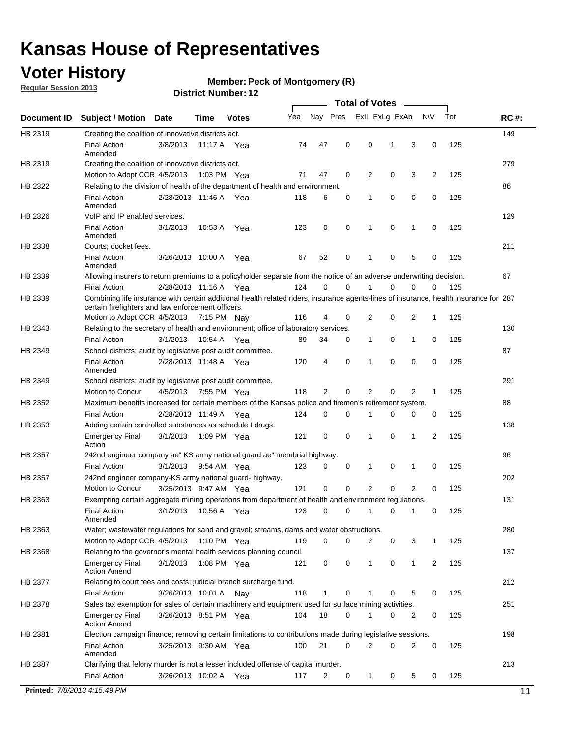# Kansas House of Representatives

## Voter History

**Regular Session 2013**

**Member: Peck of Montgomery (R)**

**District Number: 12**

| Document ID | Subject / Motion | Date | Time | Votes | Yea | Nay | Pres | ExII | ExLg | ExAb | N\V | Tot | RC #: |
|---|---|---|---|---|---|---|---|---|---|---|---|---|---|
| HB 2319 | Creating the coalition of innovative districts act. | | | | | | | | | | | | 149 |
| | Final Action Amended | 3/8/2013 | 11:17 A | Yea | 74 | 47 | 0 | 0 | 1 | 3 | 0 | 125 | |
| HB 2319 | Creating the coalition of innovative districts act. | | | | | | | | | | | | 279 |
| | Motion to Adopt CCR | 4/5/2013 | 1:03 PM | Yea | 71 | 47 | 0 | 2 | 0 | 3 | 2 | 125 | |
| HB 2322 | Relating to the division of health of the department of health and environment. | | | | | | | | | | | | 86 |
| | Final Action Amended | 2/28/2013 | 11:46 A | Yea | 118 | 6 | 0 | 1 | 0 | 0 | 0 | 125 | |
| HB 2326 | VoIP and IP enabled services. | | | | | | | | | | | | 129 |
| | Final Action Amended | 3/1/2013 | 10:53 A | Yea | 123 | 0 | 0 | 1 | 0 | 1 | 0 | 125 | |
| HB 2338 | Courts; docket fees. | | | | | | | | | | | | 211 |
| | Final Action Amended | 3/26/2013 | 10:00 A | Yea | 67 | 52 | 0 | 1 | 0 | 5 | 0 | 125 | |
| HB 2339 | Allowing insurers to return premiums to a policyholder separate from the notice of an adverse underwriting decision. | | | | | | | | | | | | 67 |
| | Final Action | 2/28/2013 | 11:16 A | Yea | 124 | 0 | 0 | 1 | 0 | 0 | 0 | 125 | |
| HB 2339 | Combining life insurance with certain additional health related riders, insurance agents-lines of insurance, health insurance for certain firefighters and law enforcement officers. | | | | | | | | | | | | 287 |
| | Motion to Adopt CCR | 4/5/2013 | 7:15 PM | Nay | 116 | 4 | 0 | 2 | 0 | 2 | 1 | 125 | |
| HB 2343 | Relating to the secretary of health and environment; office of laboratory services. | | | | | | | | | | | | 130 |
| | Final Action | 3/1/2013 | 10:54 A | Yea | 89 | 34 | 0 | 1 | 0 | 1 | 0 | 125 | |
| HB 2349 | School districts; audit by legislative post audit committee. | | | | | | | | | | | | 87 |
| | Final Action Amended | 2/28/2013 | 11:48 A | Yea | 120 | 4 | 0 | 1 | 0 | 0 | 0 | 125 | |
| HB 2349 | School districts; audit by legislative post audit committee. | | | | | | | | | | | | 291 |
| | Motion to Concur | 4/5/2013 | 7:55 PM | Yea | 118 | 2 | 0 | 2 | 0 | 2 | 1 | 125 | |
| HB 2352 | Maximum benefits increased for certain members of the Kansas police and firemen's retirement system. | | | | | | | | | | | | 88 |
| | Final Action | 2/28/2013 | 11:49 A | Yea | 124 | 0 | 0 | 1 | 0 | 0 | 0 | 125 | |
| HB 2353 | Adding certain controlled substances as schedule I drugs. | | | | | | | | | | | | 138 |
| | Emergency Final Action | 3/1/2013 | 1:09 PM | Yea | 121 | 0 | 0 | 1 | 0 | 1 | 2 | 125 | |
| HB 2357 | 242nd engineer company ae" KS army national guard ae" membrial highway. | | | | | | | | | | | | 96 |
| | Final Action | 3/1/2013 | 9:54 AM | Yea | 123 | 0 | 0 | 1 | 0 | 1 | 0 | 125 | |
| HB 2357 | 242nd engineer company-KS army national guard- highway. | | | | | | | | | | | | 202 |
| | Motion to Concur | 3/25/2013 | 9:47 AM | Yea | 121 | 0 | 0 | 2 | 0 | 2 | 0 | 125 | |
| HB 2363 | Exempting certain aggregate mining operations from department of health and environment regulations. | | | | | | | | | | | | 131 |
| | Final Action Amended | 3/1/2013 | 10:56 A | Yea | 123 | 0 | 0 | 1 | 0 | 1 | 0 | 125 | |
| HB 2363 | Water; wastewater regulations for sand and gravel; streams, dams and water obstructions. | | | | | | | | | | | | 280 |
| | Motion to Adopt CCR | 4/5/2013 | 1:10 PM | Yea | 119 | 0 | 0 | 2 | 0 | 3 | 1 | 125 | |
| HB 2368 | Relating to the governor's mental health services planning council. | | | | | | | | | | | | 137 |
| | Emergency Final Action Amend | 3/1/2013 | 1:08 PM | Yea | 121 | 0 | 0 | 1 | 0 | 1 | 2 | 125 | |
| HB 2377 | Relating to court fees and costs; judicial branch surcharge fund. | | | | | | | | | | | | 212 |
| | Final Action | 3/26/2013 | 10:01 A | Nay | 118 | 1 | 0 | 1 | 0 | 5 | 0 | 125 | |
| HB 2378 | Sales tax exemption for sales of certain machinery and equipment used for surface mining activities. | | | | | | | | | | | | 251 |
| | Emergency Final Action Amend | 3/26/2013 | 8:51 PM | Yea | 104 | 18 | 0 | 1 | 0 | 2 | 0 | 125 | |
| HB 2381 | Election campaign finance; removing certain limitations to contributions made during legislative sessions. | | | | | | | | | | | | 198 |
| | Final Action Amended | 3/25/2013 | 9:30 AM | Yea | 100 | 21 | 0 | 2 | 0 | 2 | 0 | 125 | |
| HB 2387 | Clarifying that felony murder is not a lesser included offense of capital murder. | | | | | | | | | | | | 213 |
| | Final Action | 3/26/2013 | 10:02 A | Yea | 117 | 2 | 0 | 1 | 0 | 5 | 0 | 125 | |

**Printed:** *7/8/2013 4:15:49 PM*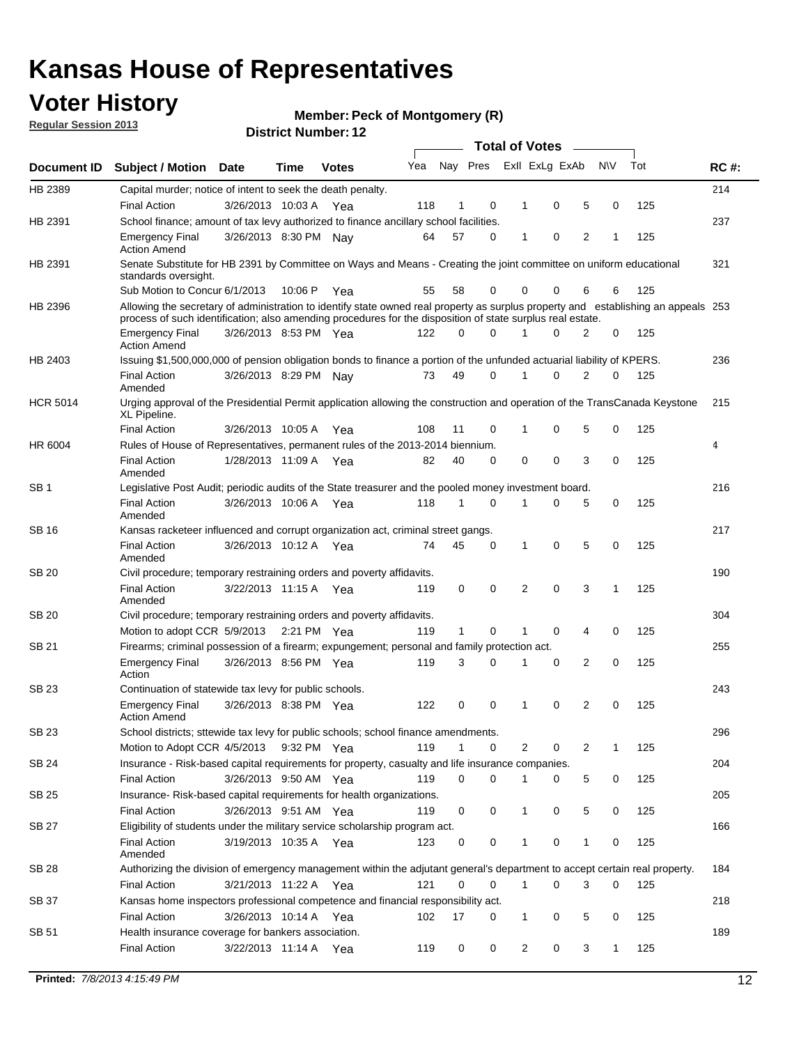# Kansas House of Representatives

## Voter History

**Regular Session 2013**

**Member: Peck of Montgomery (R)**

**District Number: 12**

| Document ID | Subject / Motion | Date | Time | Votes | Yea | Nay | Pres | ExII | ExLg | ExAb | N\V | Tot | RC #: |
|---|---|---|---|---|---|---|---|---|---|---|---|---|---|
| HB 2389 | Capital murder; notice of intent to seek the death penalty. | | | | | | | | | | | | 214 |
| | Final Action | 3/26/2013 | 10:03 A | Yea | 118 | 1 | 0 | 1 | 0 | 5 | 0 | 125 | |
| HB 2391 | School finance; amount of tax levy authorized to finance ancillary school facilities. | | | | | | | | | | | | 237 |
| | Emergency Final Action Amend | 3/26/2013 | 8:30 PM | Nay | 64 | 57 | 0 | 1 | 0 | 2 | 1 | 125 | |
| HB 2391 | Senate Substitute for HB 2391 by Committee on Ways and Means - Creating the joint committee on uniform educational standards oversight. | | | | | | | | | | | | 321 |
| | Sub Motion to Concur | 6/1/2013 | 10:06 P | Yea | 55 | 58 | 0 | 0 | 0 | 6 | 6 | 125 | |
| HB 2396 | Allowing the secretary of administration to identify state owned real property as surplus property and establishing an appeals process of such identification; also amending procedures for the disposition of state surplus real estate. | | | | | | | | | | | | 253 |
| | Emergency Final Action Amend | 3/26/2013 | 8:53 PM | Yea | 122 | 0 | 0 | 1 | 0 | 2 | 0 | 125 | |
| HB 2403 | Issuing $1,500,000,000 of pension obligation bonds to finance a portion of the unfunded actuarial liability of KPERS. | | | | | | | | | | | | 236 |
| | Final Action Amended | 3/26/2013 | 8:29 PM | Nay | 73 | 49 | 0 | 1 | 0 | 2 | 0 | 125 | |
| HCR 5014 | Urging approval of the Presidential Permit application allowing the construction and operation of the TransCanada Keystone XL Pipeline. | | | | | | | | | | | | 215 |
| | Final Action | 3/26/2013 | 10:05 A | Yea | 108 | 11 | 0 | 1 | 0 | 5 | 0 | 125 | |
| HR 6004 | Rules of House of Representatives, permanent rules of the 2013-2014 biennium. | | | | | | | | | | | | 4 |
| | Final Action Amended | 1/28/2013 | 11:09 A | Yea | 82 | 40 | 0 | 0 | 0 | 3 | 0 | 125 | |
| SB 1 | Legislative Post Audit; periodic audits of the State treasurer and the pooled money investment board. | | | | | | | | | | | | 216 |
| | Final Action Amended | 3/26/2013 | 10:06 A | Yea | 118 | 1 | 0 | 1 | 0 | 5 | 0 | 125 | |
| SB 16 | Kansas racketeer influenced and corrupt organization act, criminal street gangs. | | | | | | | | | | | | 217 |
| | Final Action Amended | 3/26/2013 | 10:12 A | Yea | 74 | 45 | 0 | 1 | 0 | 5 | 0 | 125 | |
| SB 20 | Civil procedure; temporary restraining orders and poverty affidavits. | | | | | | | | | | | | 190 |
| | Final Action Amended | 3/22/2013 | 11:15 A | Yea | 119 | 0 | 0 | 2 | 0 | 3 | 1 | 125 | |
| SB 20 | Civil procedure; temporary restraining orders and poverty affidavits. | | | | | | | | | | | | 304 |
| | Motion to adopt CCR | 5/9/2013 | 2:21 PM | Yea | 119 | 1 | 0 | 1 | 0 | 4 | 0 | 125 | |
| SB 21 | Firearms; criminal possession of a firearm; expungement; personal and family protection act. | | | | | | | | | | | | 255 |
| | Emergency Final Action | 3/26/2013 | 8:56 PM | Yea | 119 | 3 | 0 | 1 | 0 | 2 | 0 | 125 | |
| SB 23 | Continuation of statewide tax levy for public schools. | | | | | | | | | | | | 243 |
| | Emergency Final Action Amend | 3/26/2013 | 8:38 PM | Yea | 122 | 0 | 0 | 1 | 0 | 2 | 0 | 125 | |
| SB 23 | School districts; sttewide tax levy for public schools; school finance amendments. | | | | | | | | | | | | 296 |
| | Motion to Adopt CCR | 4/5/2013 | 9:32 PM | Yea | 119 | 1 | 0 | 2 | 0 | 2 | 1 | 125 | |
| SB 24 | Insurance - Risk-based capital requirements for property, casualty and life insurance companies. | | | | | | | | | | | | 204 |
| | Final Action | 3/26/2013 | 9:50 AM | Yea | 119 | 0 | 0 | 1 | 0 | 5 | 0 | 125 | |
| SB 25 | Insurance- Risk-based capital requirements for health organizations. | | | | | | | | | | | | 205 |
| | Final Action | 3/26/2013 | 9:51 AM | Yea | 119 | 0 | 0 | 1 | 0 | 5 | 0 | 125 | |
| SB 27 | Eligibility of students under the military service scholarship program act. | | | | | | | | | | | | 166 |
| | Final Action Amended | 3/19/2013 | 10:35 A | Yea | 123 | 0 | 0 | 1 | 0 | 1 | 0 | 125 | |
| SB 28 | Authorizing the division of emergency management within the adjutant general's department to accept certain real property. | | | | | | | | | | | | 184 |
| | Final Action | 3/21/2013 | 11:22 A | Yea | 121 | 0 | 0 | 1 | 0 | 3 | 0 | 125 | |
| SB 37 | Kansas home inspectors professional competence and financial responsibility act. | | | | | | | | | | | | 218 |
| | Final Action | 3/26/2013 | 10:14 A | Yea | 102 | 17 | 0 | 1 | 0 | 5 | 0 | 125 | |
| SB 51 | Health insurance coverage for bankers association. | | | | | | | | | | | | 189 |
| | Final Action | 3/22/2013 | 11:14 A | Yea | 119 | 0 | 0 | 2 | 0 | 3 | 1 | 125 | |

**Printed:** *7/8/2013 4:15:49 PM*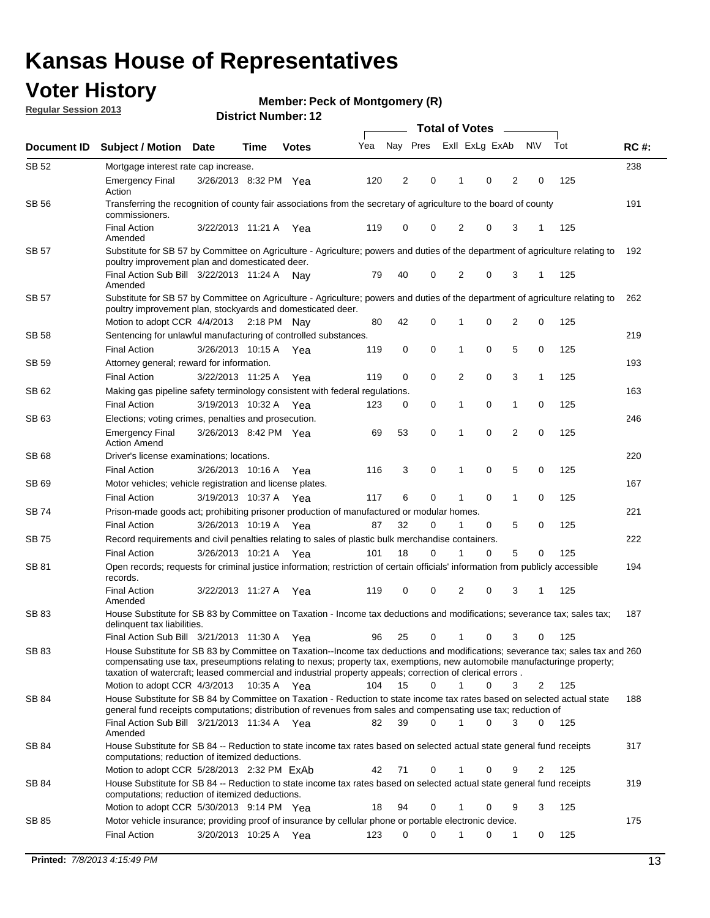# Kansas House of Representatives

## Voter History

**Regular Session 2013**

**Member: Peck of Montgomery (R)**

**District Number: 12**

| Document ID | Subject / Motion | Date | Time | Votes | Yea | Nay | Pres | ExII | ExLg | ExAb | N\V | Tot | RC #: |
|---|---|---|---|---|---|---|---|---|---|---|---|---|---|
| SB 52 | Mortgage interest rate cap increase. | | | | | | | | | | | | 238 |
| | Emergency Final Action | 3/26/2013 | 8:32 PM | Yea | 120 | 2 | 0 | 1 | 0 | 2 | 0 | 125 | |
| SB 56 | Transferring the recognition of county fair associations from the secretary of agriculture to the board of county commissioners. | | | | | | | | | | | | 191 |
| | Final Action Amended | 3/22/2013 | 11:21 A | Yea | 119 | 0 | 0 | 2 | 0 | 3 | 1 | 125 | |
| SB 57 | Substitute for SB 57 by Committee on Agriculture - Agriculture; powers and duties of the department of agriculture relating to poultry improvement plan and domesticated deer. | | | | | | | | | | | | 192 |
| | Final Action Sub Bill Amended | 3/22/2013 | 11:24 A | Nay | 79 | 40 | 0 | 2 | 0 | 3 | 1 | 125 | |
| SB 57 | Substitute for SB 57 by Committee on Agriculture - Agriculture; powers and duties of the department of agriculture relating to poultry improvement plan, stockyards and domesticated deer. | | | | | | | | | | | | 262 |
| | Motion to adopt CCR | 4/4/2013 | 2:18 PM | Nay | 80 | 42 | 0 | 1 | 0 | 2 | 0 | 125 | |
| SB 58 | Sentencing for unlawful manufacturing of controlled substances. | | | | | | | | | | | | 219 |
| | Final Action | 3/26/2013 | 10:15 A | Yea | 119 | 0 | 0 | 1 | 0 | 5 | 0 | 125 | |
| SB 59 | Attorney general; reward for information. | | | | | | | | | | | | 193 |
| | Final Action | 3/22/2013 | 11:25 A | Yea | 119 | 0 | 0 | 2 | 0 | 3 | 1 | 125 | |
| SB 62 | Making gas pipeline safety terminology consistent with federal regulations. | | | | | | | | | | | | 163 |
| | Final Action | 3/19/2013 | 10:32 A | Yea | 123 | 0 | 0 | 1 | 0 | 1 | 0 | 125 | |
| SB 63 | Elections; voting crimes, penalties and prosecution. | | | | | | | | | | | | 246 |
| | Emergency Final Action Amend | 3/26/2013 | 8:42 PM | Yea | 69 | 53 | 0 | 1 | 0 | 2 | 0 | 125 | |
| SB 68 | Driver's license examinations; locations. | | | | | | | | | | | | 220 |
| | Final Action | 3/26/2013 | 10:16 A | Yea | 116 | 3 | 0 | 1 | 0 | 5 | 0 | 125 | |
| SB 69 | Motor vehicles; vehicle registration and license plates. | | | | | | | | | | | | 167 |
| | Final Action | 3/19/2013 | 10:37 A | Yea | 117 | 6 | 0 | 1 | 0 | 1 | 0 | 125 | |
| SB 74 | Prison-made goods act; prohibiting prisoner production of manufactured or modular homes. | | | | | | | | | | | | 221 |
| | Final Action | 3/26/2013 | 10:19 A | Yea | 87 | 32 | 0 | 1 | 0 | 5 | 0 | 125 | |
| SB 75 | Record requirements and civil penalties relating to sales of plastic bulk merchandise containers. | | | | | | | | | | | | 222 |
| | Final Action | 3/26/2013 | 10:21 A | Yea | 101 | 18 | 0 | 1 | 0 | 5 | 0 | 125 | |
| SB 81 | Open records; requests for criminal justice information; restriction of certain officials' information from publicly accessible records. | | | | | | | | | | | | 194 |
| | Final Action Amended | 3/22/2013 | 11:27 A | Yea | 119 | 0 | 0 | 2 | 0 | 3 | 1 | 125 | |
| SB 83 | House Substitute for SB 83 by Committee on Taxation - Income tax deductions and modifications; severance tax; sales tax; delinquent tax liabilities. | | | | | | | | | | | | 187 |
| | Final Action Sub Bill | 3/21/2013 | 11:30 A | Yea | 96 | 25 | 0 | 1 | 0 | 3 | 0 | 125 | |
| SB 83 | House Substitute for SB 83 by Committee on Taxation--Income tax deductions and modifications; severance tax; sales tax and compensating use tax, preseumptions relating to nexus; property tax, exemptions, new automobile manufacturinge property; taxation of watercraft; leased commercial and industrial property appeals; correction of clerical errors . | | | | | | | | | | | | 260 |
| | Motion to adopt CCR | 4/3/2013 | 10:35 A | Yea | 104 | 15 | 0 | 1 | 0 | 3 | 2 | 125 | |
| SB 84 | House Substitute for SB 84 by Committee on Taxation - Reduction to state income tax rates based on selected actual state general fund receipts computations; distribution of revenues from sales and compensating use tax; reduction of | | | | | | | | | | | | 188 |
| | Final Action Sub Bill Amended | 3/21/2013 | 11:34 A | Yea | 82 | 39 | 0 | 1 | 0 | 3 | 0 | 125 | |
| SB 84 | House Substitute for SB 84 -- Reduction to state income tax rates based on selected actual state general fund receipts computations; reduction of itemized deductions. | | | | | | | | | | | | 317 |
| | Motion to adopt CCR | 5/28/2013 | 2:32 PM | ExAb | 42 | 71 | 0 | 1 | 0 | 9 | 2 | 125 | |
| SB 84 | House Substitute for SB 84 -- Reduction to state income tax rates based on selected actual state general fund receipts computations; reduction of itemized deductions. | | | | | | | | | | | | 319 |
| | Motion to adopt CCR | 5/30/2013 | 9:14 PM | Yea | 18 | 94 | 0 | 1 | 0 | 9 | 3 | 125 | |
| SB 85 | Motor vehicle insurance; providing proof of insurance by cellular phone or portable electronic device. | | | | | | | | | | | | 175 |
| | Final Action | 3/20/2013 | 10:25 A | Yea | 123 | 0 | 0 | 1 | 0 | 1 | 0 | 125 | |

**Printed:** *7/8/2013 4:15:49 PM*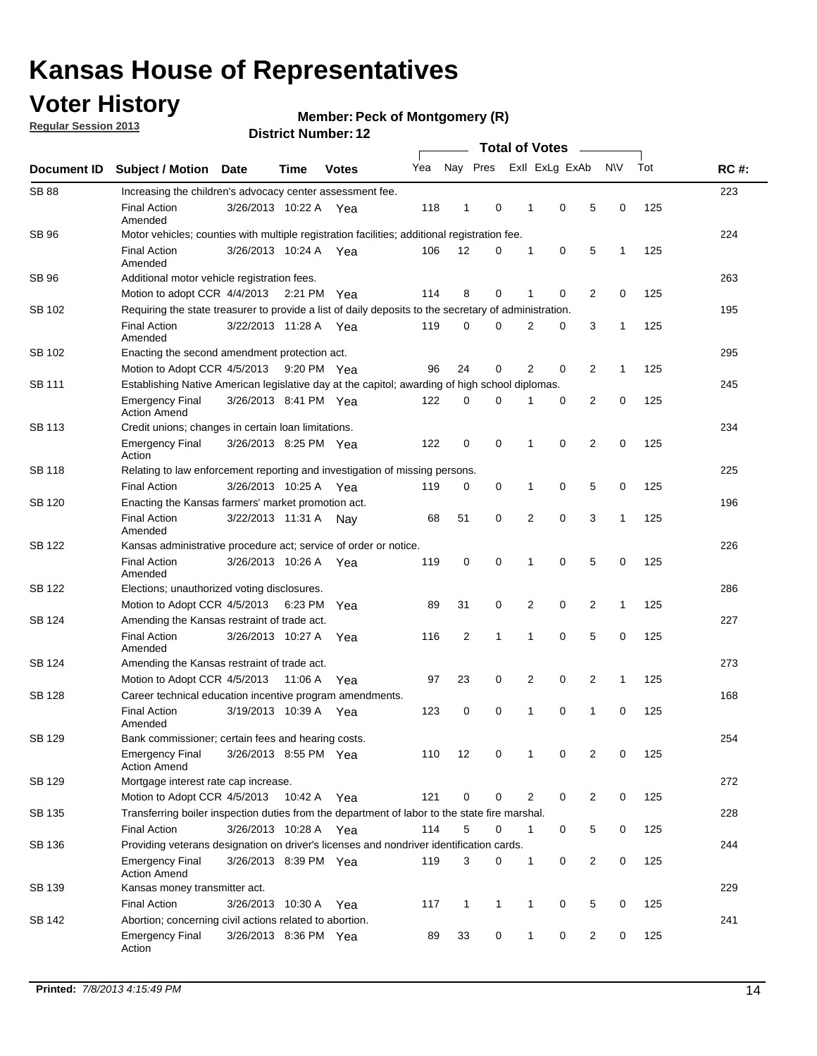# Kansas House of Representatives

## Voter History

**Regular Session 2013**

**Member: Peck of Montgomery (R)**

**District Number: 12**

| Document ID | Subject / Motion | Date | Time | Votes | Yea | Nay | Pres | ExII | ExLg | ExAb | N\V | Tot | RC #: |
|---|---|---|---|---|---|---|---|---|---|---|---|---|---|
| SB 88 | Increasing the children's advocacy center assessment fee. | | | | | | | | | | | | 223 |
| | Final Action Amended | 3/26/2013 | 10:22 A | Yea | 118 | 1 | 0 | 1 | 0 | 5 | 0 | 125 | |
| SB 96 | Motor vehicles; counties with multiple registration facilities; additional registration fee. | | | | | | | | | | | | 224 |
| | Final Action Amended | 3/26/2013 | 10:24 A | Yea | 106 | 12 | 0 | 1 | 0 | 5 | 1 | 125 | |
| SB 96 | Additional motor vehicle registration fees. | | | | | | | | | | | | 263 |
| | Motion to adopt CCR | 4/4/2013 | 2:21 PM | Yea | 114 | 8 | 0 | 1 | 0 | 2 | 0 | 125 | |
| SB 102 | Requiring the state treasurer to provide a list of daily deposits to the secretary of administration. | | | | | | | | | | | | 195 |
| | Final Action Amended | 3/22/2013 | 11:28 A | Yea | 119 | 0 | 0 | 2 | 0 | 3 | 1 | 125 | |
| SB 102 | Enacting the second amendment protection act. | | | | | | | | | | | | 295 |
| | Motion to Adopt CCR | 4/5/2013 | 9:20 PM | Yea | 96 | 24 | 0 | 2 | 0 | 2 | 1 | 125 | |
| SB 111 | Establishing Native American legislative day at the capitol; awarding of high school diplomas. | | | | | | | | | | | | 245 |
| | Emergency Final Action Amend | 3/26/2013 | 8:41 PM | Yea | 122 | 0 | 0 | 1 | 0 | 2 | 0 | 125 | |
| SB 113 | Credit unions; changes in certain loan limitations. | | | | | | | | | | | | 234 |
| | Emergency Final Action | 3/26/2013 | 8:25 PM | Yea | 122 | 0 | 0 | 1 | 0 | 2 | 0 | 125 | |
| SB 118 | Relating to law enforcement reporting and investigation of missing persons. | | | | | | | | | | | | 225 |
| | Final Action | 3/26/2013 | 10:25 A | Yea | 119 | 0 | 0 | 1 | 0 | 5 | 0 | 125 | |
| SB 120 | Enacting the Kansas farmers' market promotion act. | | | | | | | | | | | | 196 |
| | Final Action Amended | 3/22/2013 | 11:31 A | Nay | 68 | 51 | 0 | 2 | 0 | 3 | 1 | 125 | |
| SB 122 | Kansas administrative procedure act; service of order or notice. | | | | | | | | | | | | 226 |
| | Final Action Amended | 3/26/2013 | 10:26 A | Yea | 119 | 0 | 0 | 1 | 0 | 5 | 0 | 125 | |
| SB 122 | Elections; unauthorized voting disclosures. | | | | | | | | | | | | 286 |
| | Motion to Adopt CCR | 4/5/2013 | 6:23 PM | Yea | 89 | 31 | 0 | 2 | 0 | 2 | 1 | 125 | |
| SB 124 | Amending the Kansas restraint of trade act. | | | | | | | | | | | | 227 |
| | Final Action Amended | 3/26/2013 | 10:27 A | Yea | 116 | 2 | 1 | 1 | 0 | 5 | 0 | 125 | |
| SB 124 | Amending the Kansas restraint of trade act. | | | | | | | | | | | | 273 |
| | Motion to Adopt CCR | 4/5/2013 | 11:06 A | Yea | 97 | 23 | 0 | 2 | 0 | 2 | 1 | 125 | |
| SB 128 | Career technical education incentive program amendments. | | | | | | | | | | | | 168 |
| | Final Action Amended | 3/19/2013 | 10:39 A | Yea | 123 | 0 | 0 | 1 | 0 | 1 | 0 | 125 | |
| SB 129 | Bank commissioner; certain fees and hearing costs. | | | | | | | | | | | | 254 |
| | Emergency Final Action Amend | 3/26/2013 | 8:55 PM | Yea | 110 | 12 | 0 | 1 | 0 | 2 | 0 | 125 | |
| SB 129 | Mortgage interest rate cap increase. | | | | | | | | | | | | 272 |
| | Motion to Adopt CCR | 4/5/2013 | 10:42 A | Yea | 121 | 0 | 0 | 2 | 0 | 2 | 0 | 125 | |
| SB 135 | Transferring boiler inspection duties from the department of labor to the state fire marshal. | | | | | | | | | | | | 228 |
| | Final Action | 3/26/2013 | 10:28 A | Yea | 114 | 5 | 0 | 1 | 0 | 5 | 0 | 125 | |
| SB 136 | Providing veterans designation on driver's licenses and nondriver identification cards. | | | | | | | | | | | | 244 |
| | Emergency Final Action Amend | 3/26/2013 | 8:39 PM | Yea | 119 | 3 | 0 | 1 | 0 | 2 | 0 | 125 | |
| SB 139 | Kansas money transmitter act. | | | | | | | | | | | | 229 |
| | Final Action | 3/26/2013 | 10:30 A | Yea | 117 | 1 | 1 | 1 | 0 | 5 | 0 | 125 | |
| SB 142 | Abortion; concerning civil actions related to abortion. | | | | | | | | | | | | 241 |
| | Emergency Final Action | 3/26/2013 | 8:36 PM | Yea | 89 | 33 | 0 | 1 | 0 | 2 | 0 | 125 | |

**Printed:** *7/8/2013 4:15:49 PM*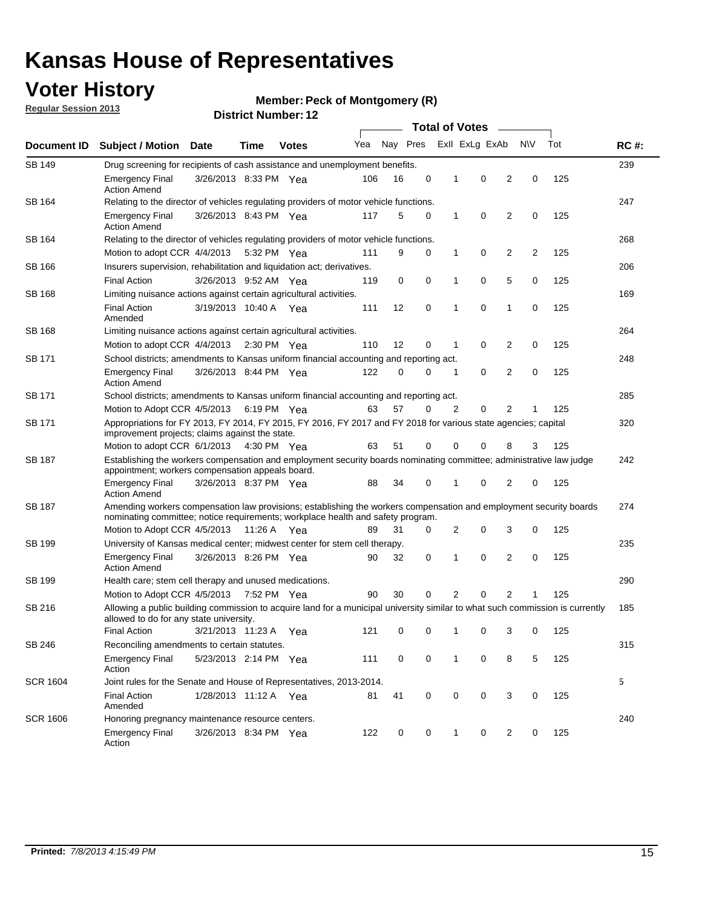# Kansas House of Representatives

## Voter History

**Regular Session 2013**

**Member: Peck of Montgomery (R)**

**District Number: 12**

| Document ID | Subject / Motion | Date | Time | Votes | Yea | Nay | Pres | ExII | ExLg | ExAb | N\V | Tot | RC #: |
|---|---|---|---|---|---|---|---|---|---|---|---|---|---|
| SB 149 | Drug screening for recipients of cash assistance and unemployment benefits. | | | | | | | | | | | | 239 |
| | Emergency Final Action Amend | 3/26/2013 | 8:33 PM | Yea | 106 | 16 | 0 | 1 | 0 | 2 | 0 | 125 | |
| SB 164 | Relating to the director of vehicles regulating providers of motor vehicle functions. | | | | | | | | | | | | 247 |
| | Emergency Final Action Amend | 3/26/2013 | 8:43 PM | Yea | 117 | 5 | 0 | 1 | 0 | 2 | 0 | 125 | |
| SB 164 | Relating to the director of vehicles regulating providers of motor vehicle functions. | | | | | | | | | | | | 268 |
| | Motion to adopt CCR | 4/4/2013 | 5:32 PM | Yea | 111 | 9 | 0 | 1 | 0 | 2 | 2 | 125 | |
| SB 166 | Insurers supervision, rehabilitation and liquidation act; derivatives. | | | | | | | | | | | | 206 |
| | Final Action | 3/26/2013 | 9:52 AM | Yea | 119 | 0 | 0 | 1 | 0 | 5 | 0 | 125 | |
| SB 168 | Limiting nuisance actions against certain agricultural activities. | | | | | | | | | | | | 169 |
| | Final Action Amended | 3/19/2013 | 10:40 A | Yea | 111 | 12 | 0 | 1 | 0 | 1 | 0 | 125 | |
| SB 168 | Limiting nuisance actions against certain agricultural activities. | | | | | | | | | | | | 264 |
| | Motion to adopt CCR | 4/4/2013 | 2:30 PM | Yea | 110 | 12 | 0 | 1 | 0 | 2 | 0 | 125 | |
| SB 171 | School districts; amendments to Kansas uniform financial accounting and reporting act. | | | | | | | | | | | | 248 |
| | Emergency Final Action Amend | 3/26/2013 | 8:44 PM | Yea | 122 | 0 | 0 | 1 | 0 | 2 | 0 | 125 | |
| SB 171 | School districts; amendments to Kansas uniform financial accounting and reporting act. | | | | | | | | | | | | 285 |
| | Motion to Adopt CCR | 4/5/2013 | 6:19 PM | Yea | 63 | 57 | 0 | 2 | 0 | 2 | 1 | 125 | |
| SB 171 | Appropriations for FY 2013, FY 2014, FY 2015, FY 2016, FY 2017 and FY 2018 for various state agencies; capital improvement projects; claims against the state. | | | | | | | | | | | | 320 |
| | Motion to adopt CCR | 6/1/2013 | 4:30 PM | Yea | 63 | 51 | 0 | 0 | 0 | 8 | 3 | 125 | |
| SB 187 | Establishing the workers compensation and employment security boards nominating committee; administrative law judge appointment; workers compensation appeals board. | | | | | | | | | | | | 242 |
| | Emergency Final Action Amend | 3/26/2013 | 8:37 PM | Yea | 88 | 34 | 0 | 1 | 0 | 2 | 0 | 125 | |
| SB 187 | Amending workers compensation law provisions; establishing the workers compensation and employment security boards nominating committee; notice requirements; workplace health and safety program. | | | | | | | | | | | | 274 |
| | Motion to Adopt CCR | 4/5/2013 | 11:26 A | Yea | 89 | 31 | 0 | 2 | 0 | 3 | 0 | 125 | |
| SB 199 | University of Kansas medical center; midwest center for stem cell therapy. | | | | | | | | | | | | 235 |
| | Emergency Final Action Amend | 3/26/2013 | 8:26 PM | Yea | 90 | 32 | 0 | 1 | 0 | 2 | 0 | 125 | |
| SB 199 | Health care; stem cell therapy and unused medications. | | | | | | | | | | | | 290 |
| | Motion to Adopt CCR | 4/5/2013 | 7:52 PM | Yea | 90 | 30 | 0 | 2 | 0 | 2 | 1 | 125 | |
| SB 216 | Allowing a public building commission to acquire land for a municipal university similar to what such commission is currently allowed to do for any state university. | | | | | | | | | | | | 185 |
| | Final Action | 3/21/2013 | 11:23 A | Yea | 121 | 0 | 0 | 1 | 0 | 3 | 0 | 125 | |
| SB 246 | Reconciling amendments to certain statutes. | | | | | | | | | | | | 315 |
| | Emergency Final Action | 5/23/2013 | 2:14 PM | Yea | 111 | 0 | 0 | 1 | 0 | 8 | 5 | 125 | |
| SCR 1604 | Joint rules for the Senate and House of Representatives, 2013-2014. | | | | | | | | | | | | 5 |
| | Final Action Amended | 1/28/2013 | 11:12 A | Yea | 81 | 41 | 0 | 0 | 0 | 3 | 0 | 125 | |
| SCR 1606 | Honoring pregnancy maintenance resource centers. | | | | | | | | | | | | 240 |
| | Emergency Final Action | 3/26/2013 | 8:34 PM | Yea | 122 | 0 | 0 | 1 | 0 | 2 | 0 | 125 | |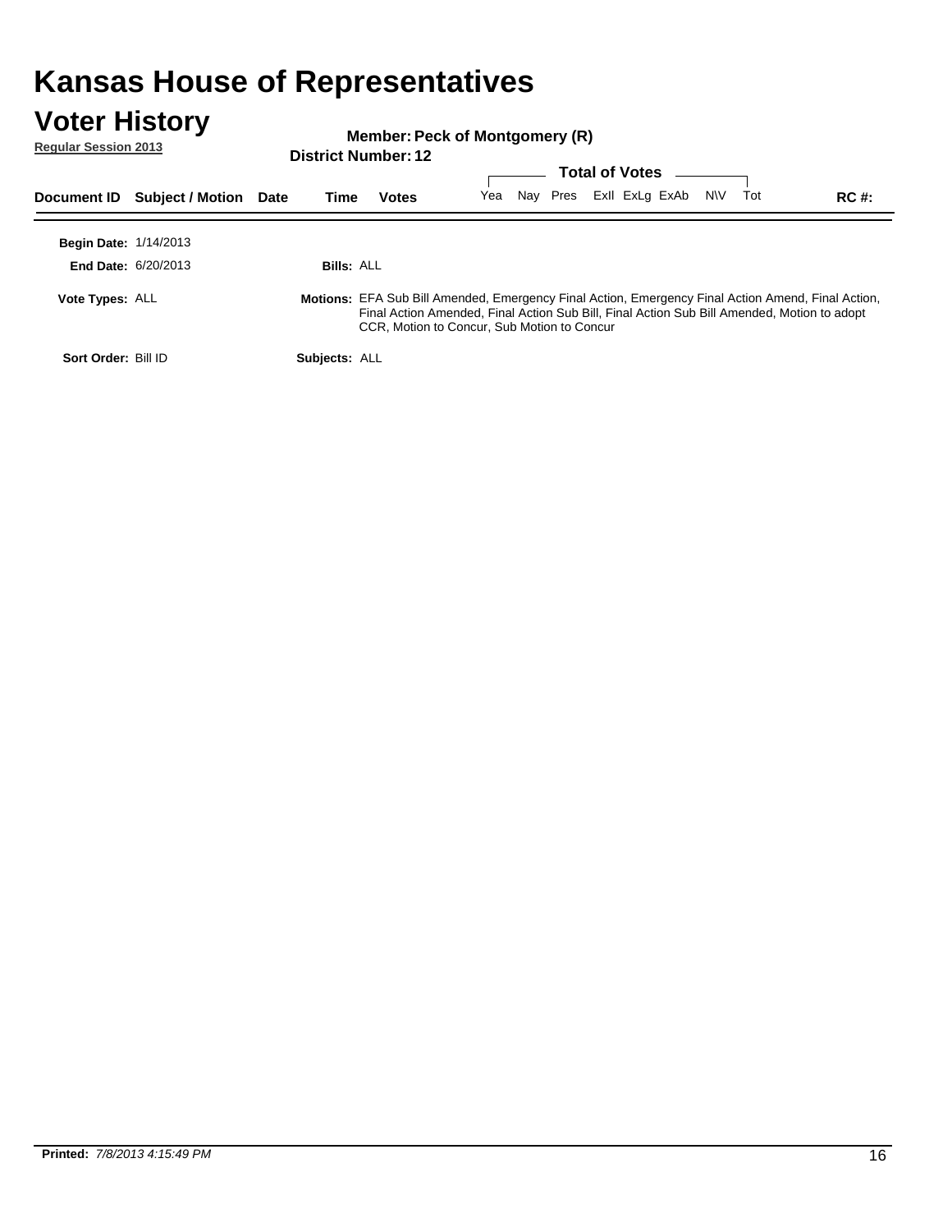# Kansas House of Representatives

## Voter History

**Regular Session 2013**

**Member: Peck of Montgomery (R)**

**District Number: 12**

| Document ID | Subject / Motion | Date | Time | Votes | Yea | Nay | Pres | ExII | ExLg | ExAb | N\V | Tot | RC #: |
|---|---|---|---|---|---|---|---|---|---|---|---|---|---|

(Yea through Tot are grouped under **Total of Votes**.)

**Begin Date:** 1/14/2013

**End Date:** 6/20/2013

**Bills:** ALL

**Vote Types:** ALL

**Motions:** EFA Sub Bill Amended, Emergency Final Action, Emergency Final Action Amend, Final Action, Final Action Amended, Final Action Sub Bill, Final Action Sub Bill Amended, Motion to adopt CCR, Motion to Concur, Sub Motion to Concur

**Sort Order:** Bill ID

**Subjects:** ALL

**Printed:** *7/8/2013 4:15:49 PM*